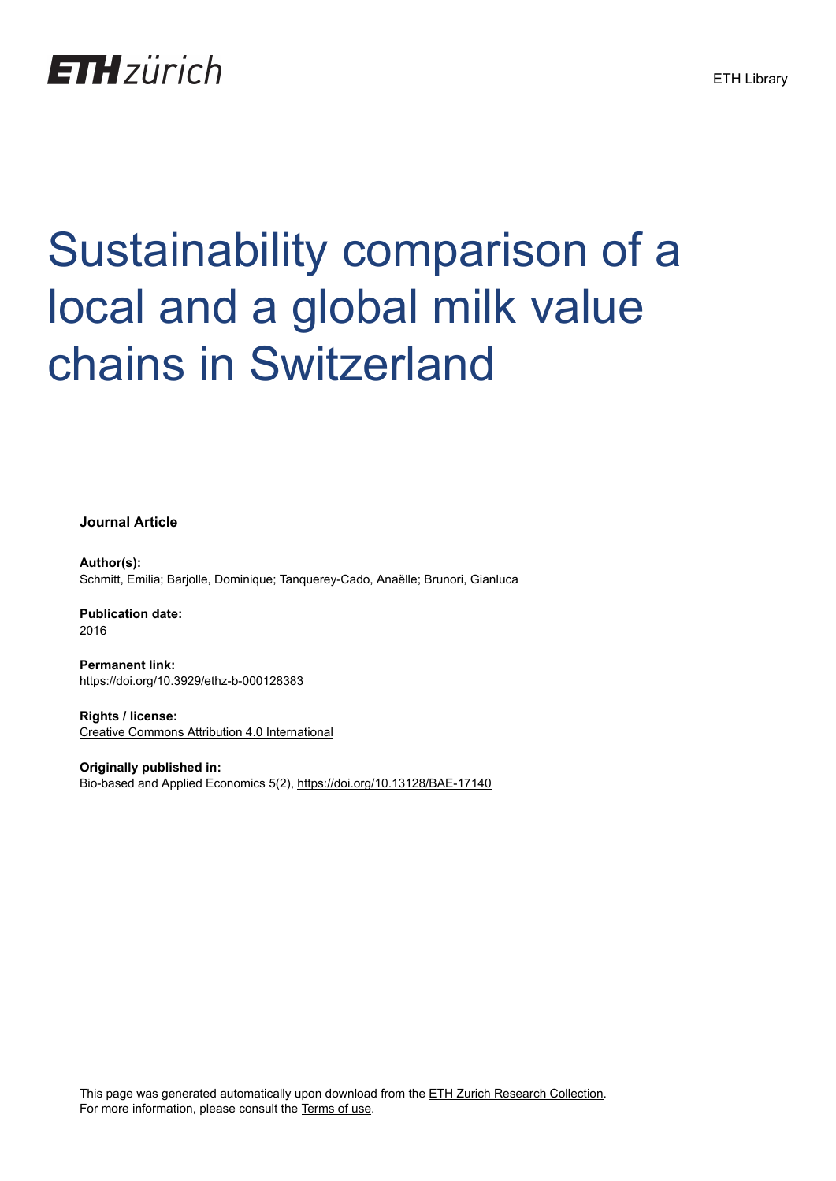# Sustainability comparison of a local and a global milk value chains in Switzerland

**Journal Article**

**Author(s):**
Schmitt, Emilia; Barjolle, Dominique; Tanquerey-Cado, Anaëlle; Brunori, Gianluca

**Publication date:**
2016

**Permanent link:**
https://doi.org/10.3929/ethz-b-000128383

**Rights / license:**
Creative Commons Attribution 4.0 International

**Originally published in:**
Bio-based and Applied Economics 5(2), https://doi.org/10.13128/BAE-17140

This page was generated automatically upon download from the ETH Zurich Research Collection.
For more information, please consult the Terms of use.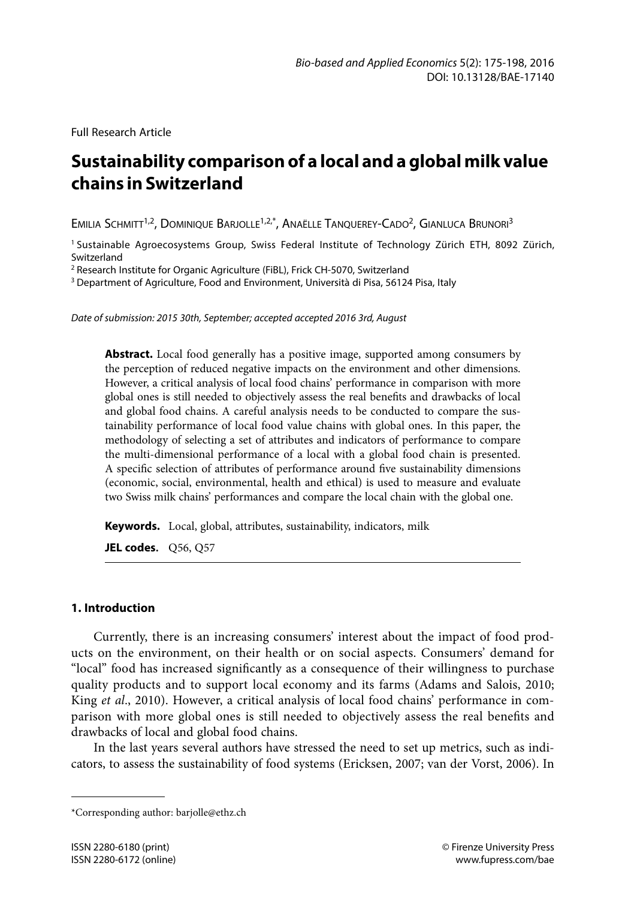Full Research Article

# Sustainability comparison of a local and a global milk value chains in Switzerland

Emilia Schmitt[1,2], Dominique Barjolle[1,2,*], Anaëlle Tanquerey-Cado[2], Gianluca Brunori[3]

[1] Sustainable Agroecosystems Group, Swiss Federal Institute of Technology Zürich ETH, 8092 Zürich, Switzerland

[2] Research Institute for Organic Agriculture (FiBL), Frick CH-5070, Switzerland

[3] Department of Agriculture, Food and Environment, Università di Pisa, 56124 Pisa, Italy

*Date of submission: 2015 30th, September; accepted accepted 2016 3rd, August*

**Abstract.** Local food generally has a positive image, supported among consumers by the perception of reduced negative impacts on the environment and other dimensions. However, a critical analysis of local food chains' performance in comparison with more global ones is still needed to objectively assess the real benefits and drawbacks of local and global food chains. A careful analysis needs to be conducted to compare the sustainability performance of local food value chains with global ones. In this paper, the methodology of selecting a set of attributes and indicators of performance to compare the multi-dimensional performance of a local with a global food chain is presented. A specific selection of attributes of performance around five sustainability dimensions (economic, social, environmental, health and ethical) is used to measure and evaluate two Swiss milk chains' performances and compare the local chain with the global one.

**Keywords.** Local, global, attributes, sustainability, indicators, milk

**JEL codes.** Q56, Q57

## 1. Introduction

Currently, there is an increasing consumers' interest about the impact of food products on the environment, on their health or on social aspects. Consumers' demand for "local" food has increased significantly as a consequence of their willingness to purchase quality products and to support local economy and its farms (Adams and Salois, 2010; King *et al*., 2010). However, a critical analysis of local food chains' performance in comparison with more global ones is still needed to objectively assess the real benefits and drawbacks of local and global food chains.

In the last years several authors have stressed the need to set up metrics, such as indicators, to assess the sustainability of food systems (Ericksen, 2007; van der Vorst, 2006). In

*Corresponding author: barjolle@ethz.ch

ISSN 2280-6180 (print)
ISSN 2280-6172 (online)

© Firenze University Press
www.fupress.com/bae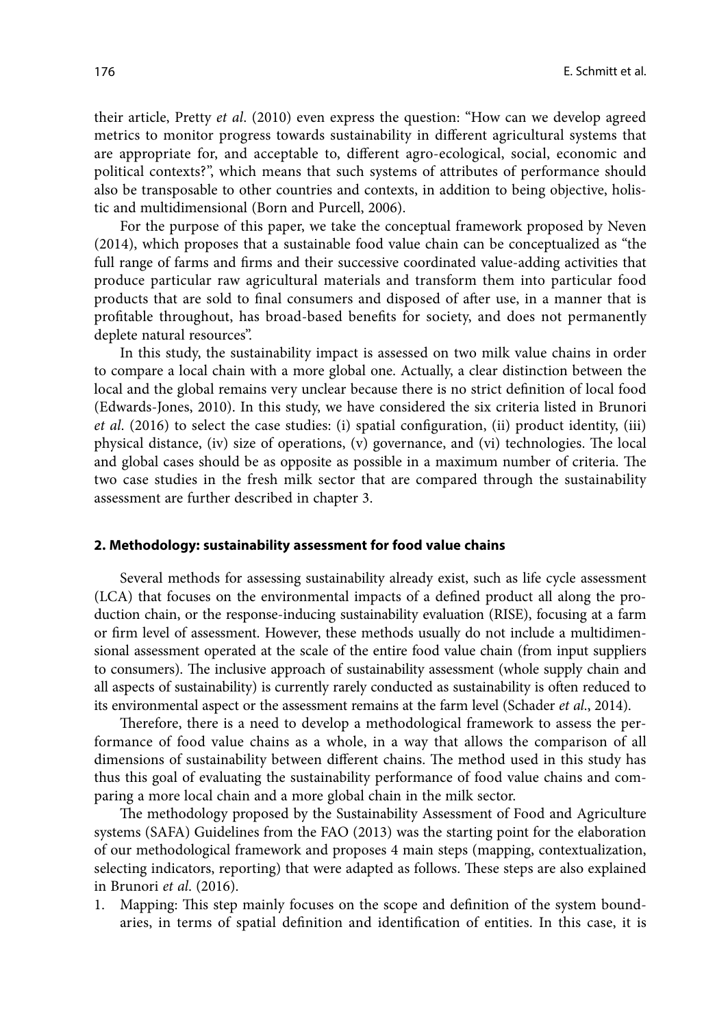their article, Pretty *et al*. (2010) even express the question: "How can we develop agreed metrics to monitor progress towards sustainability in different agricultural systems that are appropriate for, and acceptable to, different agro-ecological, social, economic and political contexts?", which means that such systems of attributes of performance should also be transposable to other countries and contexts, in addition to being objective, holistic and multidimensional (Born and Purcell, 2006).

For the purpose of this paper, we take the conceptual framework proposed by Neven (2014), which proposes that a sustainable food value chain can be conceptualized as "the full range of farms and firms and their successive coordinated value-adding activities that produce particular raw agricultural materials and transform them into particular food products that are sold to final consumers and disposed of after use, in a manner that is profitable throughout, has broad-based benefits for society, and does not permanently deplete natural resources".

In this study, the sustainability impact is assessed on two milk value chains in order to compare a local chain with a more global one. Actually, a clear distinction between the local and the global remains very unclear because there is no strict definition of local food (Edwards-Jones, 2010). In this study, we have considered the six criteria listed in Brunori *et al*. (2016) to select the case studies: (i) spatial configuration, (ii) product identity, (iii) physical distance, (iv) size of operations, (v) governance, and (vi) technologies. The local and global cases should be as opposite as possible in a maximum number of criteria. The two case studies in the fresh milk sector that are compared through the sustainability assessment are further described in chapter 3.

## 2. Methodology: sustainability assessment for food value chains

Several methods for assessing sustainability already exist, such as life cycle assessment (LCA) that focuses on the environmental impacts of a defined product all along the production chain, or the response-inducing sustainability evaluation (RISE), focusing at a farm or firm level of assessment. However, these methods usually do not include a multidimensional assessment operated at the scale of the entire food value chain (from input suppliers to consumers). The inclusive approach of sustainability assessment (whole supply chain and all aspects of sustainability) is currently rarely conducted as sustainability is often reduced to its environmental aspect or the assessment remains at the farm level (Schader *et al*., 2014).

Therefore, there is a need to develop a methodological framework to assess the performance of food value chains as a whole, in a way that allows the comparison of all dimensions of sustainability between different chains. The method used in this study has thus this goal of evaluating the sustainability performance of food value chains and comparing a more local chain and a more global chain in the milk sector.

The methodology proposed by the Sustainability Assessment of Food and Agriculture systems (SAFA) Guidelines from the FAO (2013) was the starting point for the elaboration of our methodological framework and proposes 4 main steps (mapping, contextualization, selecting indicators, reporting) that were adapted as follows. These steps are also explained in Brunori *et al*. (2016).

1. Mapping: This step mainly focuses on the scope and definition of the system boundaries, in terms of spatial definition and identification of entities. In this case, it is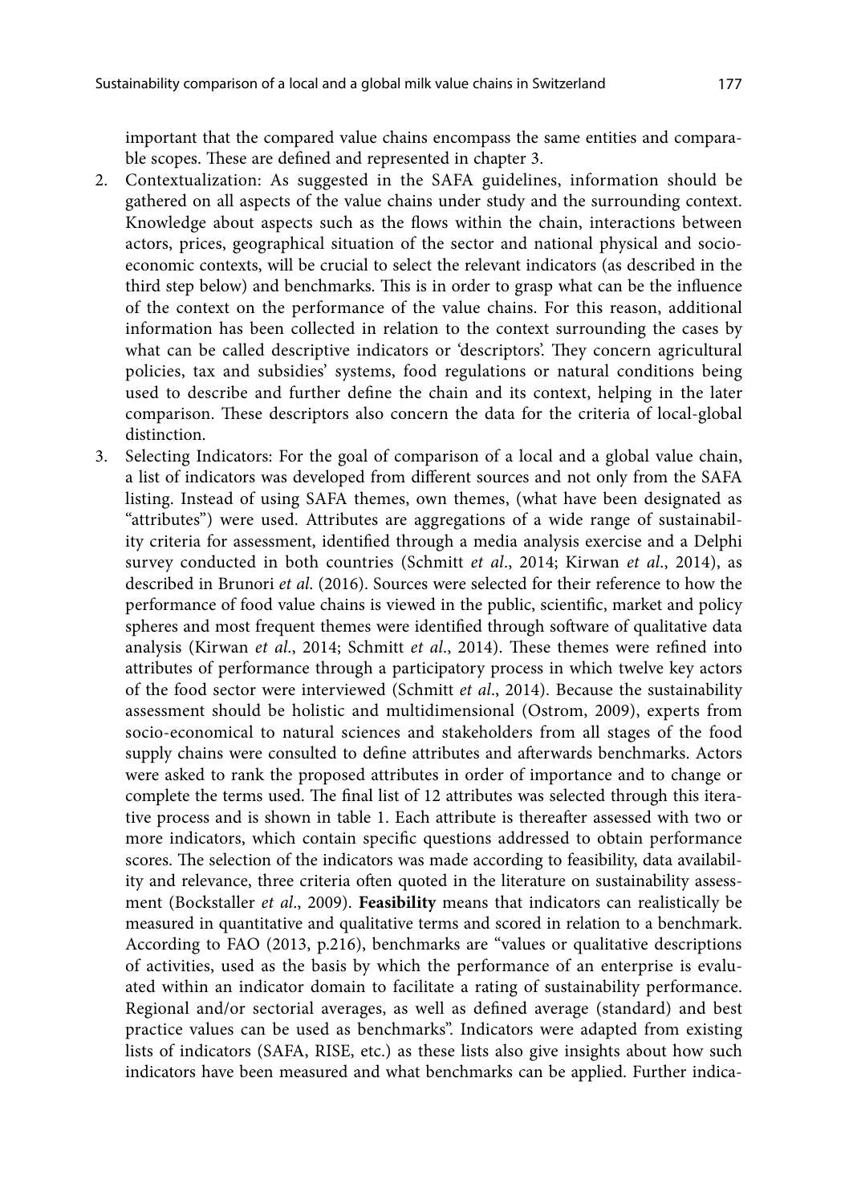important that the compared value chains encompass the same entities and comparable scopes. These are defined and represented in chapter 3.

2. Contextualization: As suggested in the SAFA guidelines, information should be gathered on all aspects of the value chains under study and the surrounding context. Knowledge about aspects such as the flows within the chain, interactions between actors, prices, geographical situation of the sector and national physical and socio-economic contexts, will be crucial to select the relevant indicators (as described in the third step below) and benchmarks. This is in order to grasp what can be the influence of the context on the performance of the value chains. For this reason, additional information has been collected in relation to the context surrounding the cases by what can be called descriptive indicators or 'descriptors'. They concern agricultural policies, tax and subsidies' systems, food regulations or natural conditions being used to describe and further define the chain and its context, helping in the later comparison. These descriptors also concern the data for the criteria of local-global distinction.
3. Selecting Indicators: For the goal of comparison of a local and a global value chain, a list of indicators was developed from different sources and not only from the SAFA listing. Instead of using SAFA themes, own themes, (what have been designated as "attributes") were used. Attributes are aggregations of a wide range of sustainability criteria for assessment, identified through a media analysis exercise and a Delphi survey conducted in both countries (Schmitt *et al*., 2014; Kirwan *et al*., 2014), as described in Brunori *et al*. (2016). Sources were selected for their reference to how the performance of food value chains is viewed in the public, scientific, market and policy spheres and most frequent themes were identified through software of qualitative data analysis (Kirwan *et al*., 2014; Schmitt *et al*., 2014). These themes were refined into attributes of performance through a participatory process in which twelve key actors of the food sector were interviewed (Schmitt *et al*., 2014). Because the sustainability assessment should be holistic and multidimensional (Ostrom, 2009), experts from socio-economical to natural sciences and stakeholders from all stages of the food supply chains were consulted to define attributes and afterwards benchmarks. Actors were asked to rank the proposed attributes in order of importance and to change or complete the terms used. The final list of 12 attributes was selected through this iterative process and is shown in table 1. Each attribute is thereafter assessed with two or more indicators, which contain specific questions addressed to obtain performance scores. The selection of the indicators was made according to feasibility, data availability and relevance, three criteria often quoted in the literature on sustainability assessment (Bockstaller *et al*., 2009). **Feasibility** means that indicators can realistically be measured in quantitative and qualitative terms and scored in relation to a benchmark. According to FAO (2013, p.216), benchmarks are "values or qualitative descriptions of activities, used as the basis by which the performance of an enterprise is evaluated within an indicator domain to facilitate a rating of sustainability performance. Regional and/or sectorial averages, as well as defined average (standard) and best practice values can be used as benchmarks". Indicators were adapted from existing lists of indicators (SAFA, RISE, etc.) as these lists also give insights about how such indicators have been measured and what benchmarks can be applied. Further indica-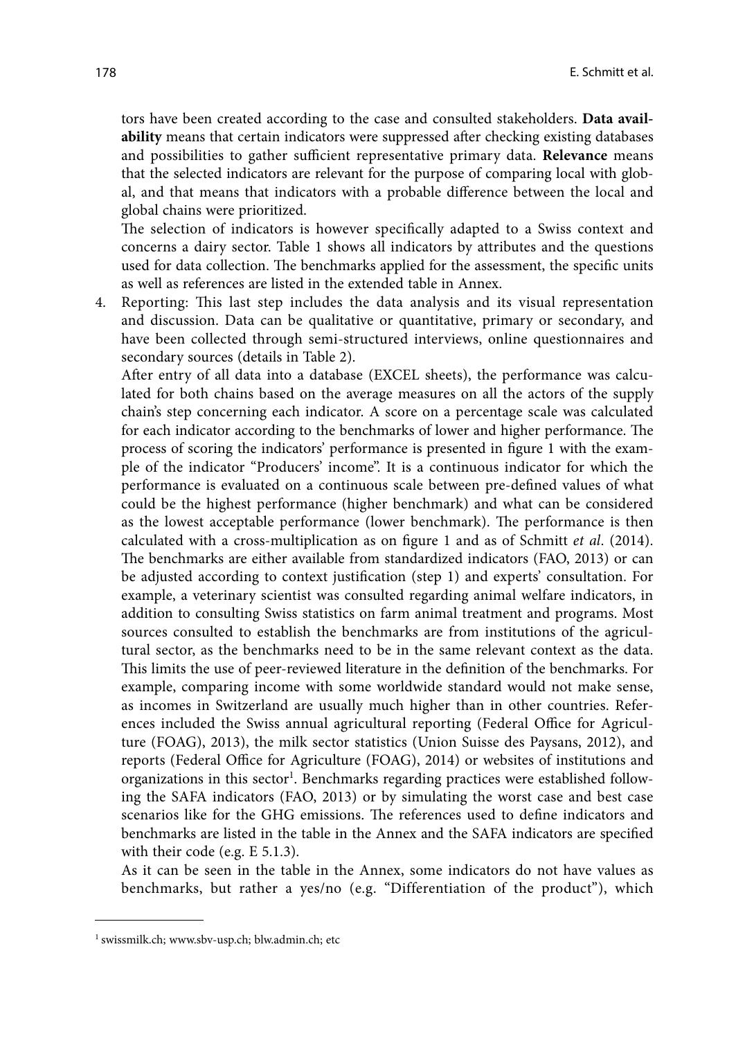tors have been created according to the case and consulted stakeholders. **Data availability** means that certain indicators were suppressed after checking existing databases and possibilities to gather sufficient representative primary data. **Relevance** means that the selected indicators are relevant for the purpose of comparing local with global, and that means that indicators with a probable difference between the local and global chains were prioritized.

The selection of indicators is however specifically adapted to a Swiss context and concerns a dairy sector. Table 1 shows all indicators by attributes and the questions used for data collection. The benchmarks applied for the assessment, the specific units as well as references are listed in the extended table in Annex.

4. Reporting: This last step includes the data analysis and its visual representation and discussion. Data can be qualitative or quantitative, primary or secondary, and have been collected through semi-structured interviews, online questionnaires and secondary sources (details in Table 2).

   After entry of all data into a database (EXCEL sheets), the performance was calculated for both chains based on the average measures on all the actors of the supply chain's step concerning each indicator. A score on a percentage scale was calculated for each indicator according to the benchmarks of lower and higher performance. The process of scoring the indicators' performance is presented in figure 1 with the example of the indicator "Producers' income". It is a continuous indicator for which the performance is evaluated on a continuous scale between pre-defined values of what could be the highest performance (higher benchmark) and what can be considered as the lowest acceptable performance (lower benchmark). The performance is then calculated with a cross-multiplication as on figure 1 and as of Schmitt *et al*. (2014). The benchmarks are either available from standardized indicators (FAO, 2013) or can be adjusted according to context justification (step 1) and experts' consultation. For example, a veterinary scientist was consulted regarding animal welfare indicators, in addition to consulting Swiss statistics on farm animal treatment and programs. Most sources consulted to establish the benchmarks are from institutions of the agricultural sector, as the benchmarks need to be in the same relevant context as the data. This limits the use of peer-reviewed literature in the definition of the benchmarks. For example, comparing income with some worldwide standard would not make sense, as incomes in Switzerland are usually much higher than in other countries. References included the Swiss annual agricultural reporting (Federal Office for Agriculture (FOAG), 2013), the milk sector statistics (Union Suisse des Paysans, 2012), and reports (Federal Office for Agriculture (FOAG), 2014) or websites of institutions and organizations in this sector[1]. Benchmarks regarding practices were established following the SAFA indicators (FAO, 2013) or by simulating the worst case and best case scenarios like for the GHG emissions. The references used to define indicators and benchmarks are listed in the table in the Annex and the SAFA indicators are specified with their code (e.g. E 5.1.3).

   As it can be seen in the table in the Annex, some indicators do not have values as benchmarks, but rather a yes/no (e.g. "Differentiation of the product"), which

[1] swissmilk.ch; www.sbv-usp.ch; blw.admin.ch; etc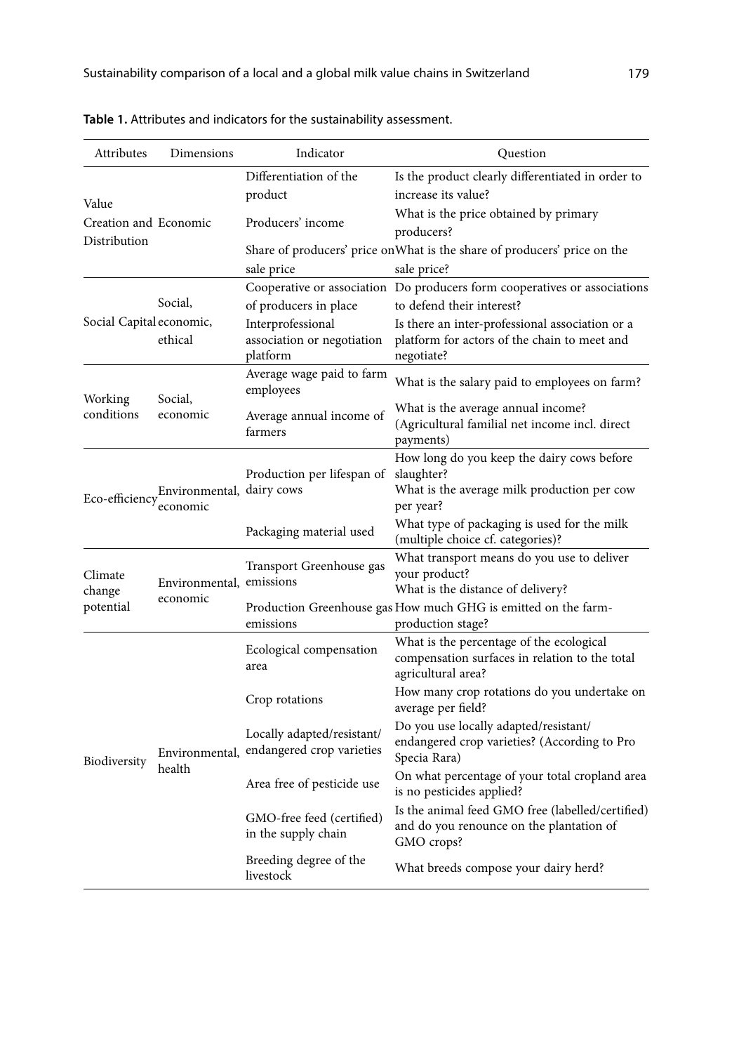**Table 1.** Attributes and indicators for the sustainability assessment.

| Attributes | Dimensions | Indicator | Question |
|---|---|---|---|
| Value Creation and Distribution | Economic | Differentiation of the product | Is the product clearly differentiated in order to increase its value? |
| | | Producers' income | What is the price obtained by primary producers? |
| | | Share of producers' price on sale price | What is the share of producers' price on the sale price? |
| Social Capital | Social, economic, ethical | Cooperative or association of producers in place | Do producers form cooperatives or associations to defend their interest? |
| | | Interprofessional association or negotiation platform | Is there an inter-professional association or a platform for actors of the chain to meet and negotiate? |
| Working conditions | Social, economic | Average wage paid to farm employees | What is the salary paid to employees on farm? |
| | | Average annual income of farmers | What is the average annual income? (Agricultural familial net income incl. direct payments) |
| Eco-efficiency | Environmental, economic | Production per lifespan of dairy cows | How long do you keep the dairy cows before slaughter?<br>What is the average milk production per cow per year? |
| | | Packaging material used | What type of packaging is used for the milk (multiple choice cf. categories)? |
| Climate change potential | Environmental, economic | Transport Greenhouse gas emissions | What transport means do you use to deliver your product?<br>What is the distance of delivery? |
| | | Production Greenhouse gas emissions | How much GHG is emitted on the farm-production stage? |
| Biodiversity | Environmental, health | Ecological compensation area | What is the percentage of the ecological compensation surfaces in relation to the total agricultural area? |
| | | Crop rotations | How many crop rotations do you undertake on average per field? |
| | | Locally adapted/resistant/ endangered crop varieties | Do you use locally adapted/resistant/ endangered crop varieties? (According to Pro Specia Rara) |
| | | Area free of pesticide use | On what percentage of your total cropland area is no pesticides applied? |
| | | GMO-free feed (certified) in the supply chain | Is the animal feed GMO free (labelled/certified) and do you renounce on the plantation of GMO crops? |
| | | Breeding degree of the livestock | What breeds compose your dairy herd? |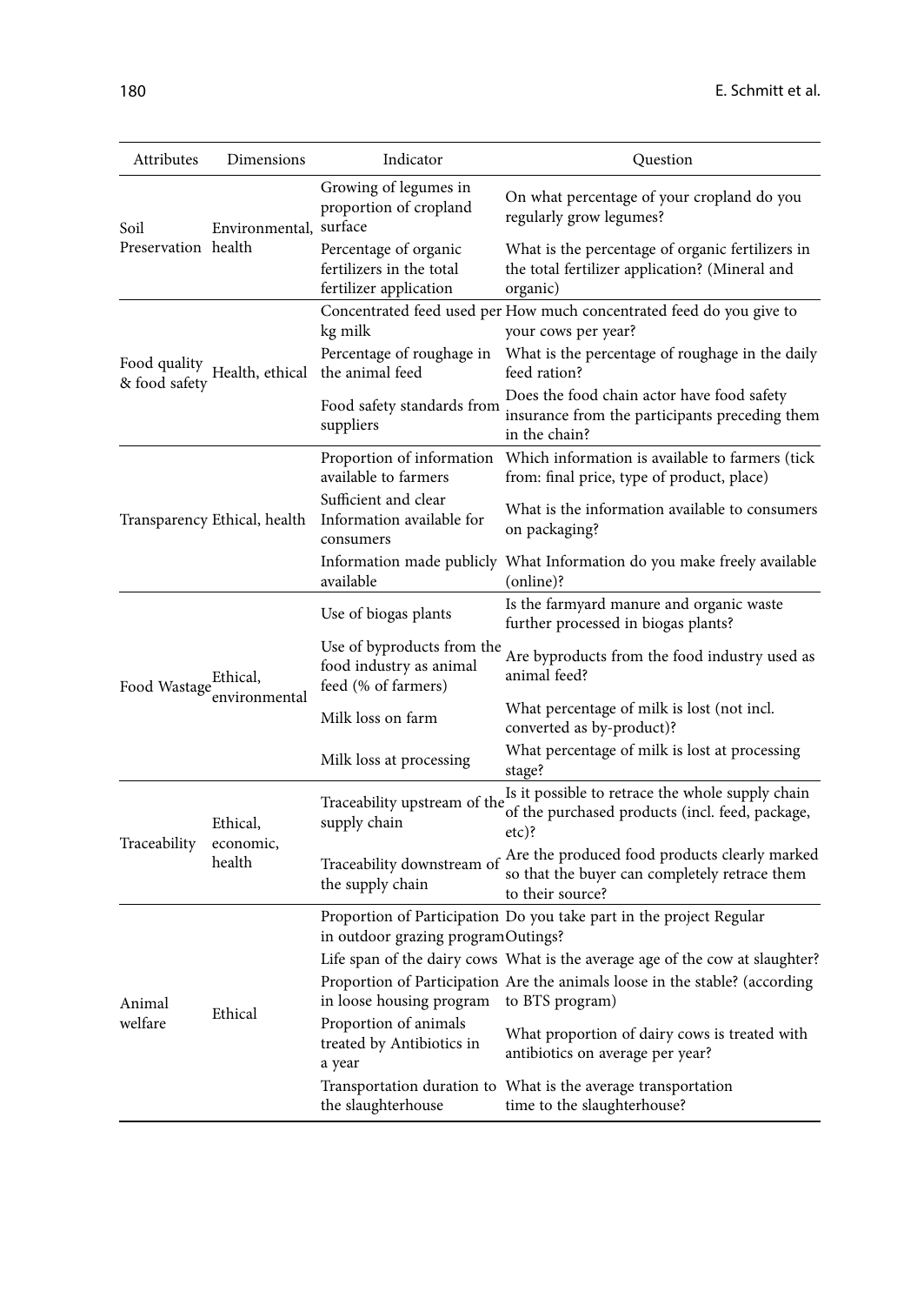| Attributes | Dimensions | Indicator | Question |
|---|---|---|---|
| Soil Preservation | Environmental, health | Growing of legumes in proportion of cropland surface | On what percentage of your cropland do you regularly grow legumes? |
| | | Percentage of organic fertilizers in the total fertilizer application | What is the percentage of organic fertilizers in the total fertilizer application? (Mineral and organic) |
| Food quality & food safety | Health, ethical | Concentrated feed used per kg milk | How much concentrated feed do you give to your cows per year? |
| | | Percentage of roughage in the animal feed | What is the percentage of roughage in the daily feed ration? |
| | | Food safety standards from suppliers | Does the food chain actor have food safety insurance from the participants preceding them in the chain? |
| Transparency | Ethical, health | Proportion of information available to farmers | Which information is available to farmers (tick from: final price, type of product, place) |
| | | Sufficient and clear Information available for consumers | What is the information available to consumers on packaging? |
| | | Information made publicly available | What Information do you make freely available (online)? |
| Food Wastage | Ethical, environmental | Use of biogas plants | Is the farmyard manure and organic waste further processed in biogas plants? |
| | | Use of byproducts from the food industry as animal feed (% of farmers) | Are byproducts from the food industry used as animal feed? |
| | | Milk loss on farm | What percentage of milk is lost (not incl. converted as by-product)? |
| | | Milk loss at processing | What percentage of milk is lost at processing stage? |
| Traceability | Ethical, economic, health | Traceability upstream of the supply chain | Is it possible to retrace the whole supply chain of the purchased products (incl. feed, package, etc)? |
| | | Traceability downstream of the supply chain | Are the produced food products clearly marked so that the buyer can completely retrace them to their source? |
| Animal welfare | Ethical | Proportion of Participation in outdoor grazing program | Do you take part in the project Regular Outings? |
| | | Life span of the dairy cows | What is the average age of the cow at slaughter? |
| | | Proportion of Participation in loose housing program | Are the animals loose in the stable? (according to BTS program) |
| | | Proportion of animals treated by Antibiotics in a year | What proportion of dairy cows is treated with antibiotics on average per year? |
| | | Transportation duration to the slaughterhouse | What is the average transportation time to the slaughterhouse? |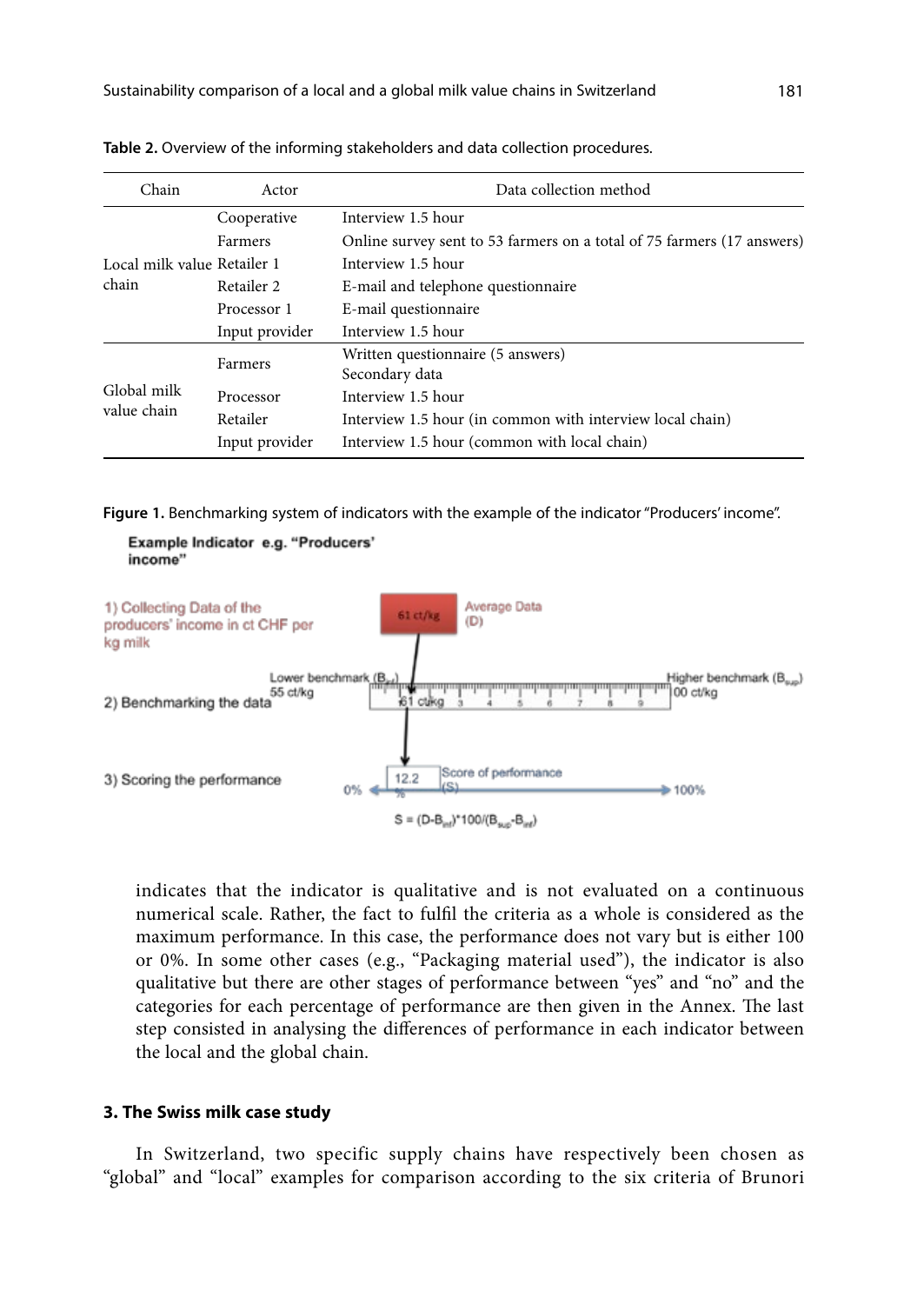**Table 2.** Overview of the informing stakeholders and data collection procedures.

| Chain | Actor | Data collection method |
|---|---|---|
| Local milk value chain | Cooperative | Interview 1.5 hour |
| | Farmers | Online survey sent to 53 farmers on a total of 75 farmers (17 answers) |
| | Retailer 1 | Interview 1.5 hour |
| | Retailer 2 | E-mail and telephone questionnaire |
| | Processor 1 | E-mail questionnaire |
| | Input provider | Interview 1.5 hour |
| Global milk value chain | Farmers | Written questionnaire (5 answers)<br>Secondary data |
| | Processor | Interview 1.5 hour |
| | Retailer | Interview 1.5 hour (in common with interview local chain) |
| | Input provider | Interview 1.5 hour (common with local chain) |

**Figure 1.** Benchmarking system of indicators with the example of the indicator "Producers' income".

**Example Indicator e.g. "Producers' income"**

1) Collecting Data of the producers' income in ct CHF per kg milk — 61 ct/kg — Average Data (D)

2) Benchmarking the data — Lower benchmark ($B_{inf}$) 55 ct/kg — 61 ct/kg — Higher benchmark ($B_{sup}$) 100 ct/kg

3) Scoring the performance — 0% — 12.2 % — Score of performance (S) — 100%

$$S = (D - B_{inf})*100/(B_{sup} - B_{inf})$$

indicates that the indicator is qualitative and is not evaluated on a continuous numerical scale. Rather, the fact to fulfil the criteria as a whole is considered as the maximum performance. In this case, the performance does not vary but is either 100 or 0%. In some other cases (e.g., "Packaging material used"), the indicator is also qualitative but there are other stages of performance between "yes" and "no" and the categories for each percentage of performance are then given in the Annex. The last step consisted in analysing the differences of performance in each indicator between the local and the global chain.

### 3. The Swiss milk case study

In Switzerland, two specific supply chains have respectively been chosen as "global" and "local" examples for comparison according to the six criteria of Brunori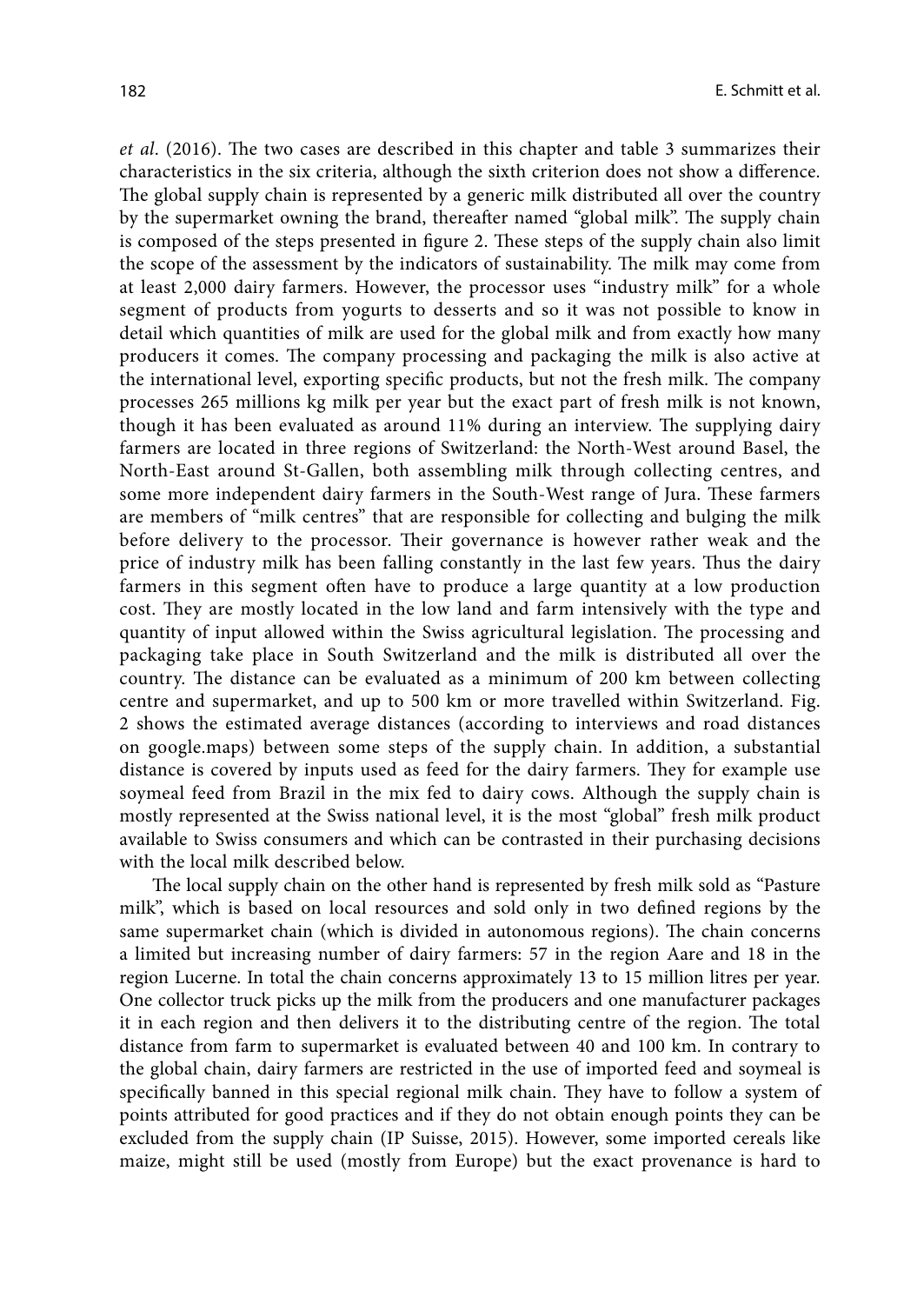*et al.* (2016). The two cases are described in this chapter and table 3 summarizes their characteristics in the six criteria, although the sixth criterion does not show a difference. The global supply chain is represented by a generic milk distributed all over the country by the supermarket owning the brand, thereafter named "global milk". The supply chain is composed of the steps presented in figure 2. These steps of the supply chain also limit the scope of the assessment by the indicators of sustainability. The milk may come from at least 2,000 dairy farmers. However, the processor uses "industry milk" for a whole segment of products from yogurts to desserts and so it was not possible to know in detail which quantities of milk are used for the global milk and from exactly how many producers it comes. The company processing and packaging the milk is also active at the international level, exporting specific products, but not the fresh milk. The company processes 265 millions kg milk per year but the exact part of fresh milk is not known, though it has been evaluated as around 11% during an interview. The supplying dairy farmers are located in three regions of Switzerland: the North-West around Basel, the North-East around St-Gallen, both assembling milk through collecting centres, and some more independent dairy farmers in the South-West range of Jura. These farmers are members of "milk centres" that are responsible for collecting and bulging the milk before delivery to the processor. Their governance is however rather weak and the price of industry milk has been falling constantly in the last few years. Thus the dairy farmers in this segment often have to produce a large quantity at a low production cost. They are mostly located in the low land and farm intensively with the type and quantity of input allowed within the Swiss agricultural legislation. The processing and packaging take place in South Switzerland and the milk is distributed all over the country. The distance can be evaluated as a minimum of 200 km between collecting centre and supermarket, and up to 500 km or more travelled within Switzerland. Fig. 2 shows the estimated average distances (according to interviews and road distances on google.maps) between some steps of the supply chain. In addition, a substantial distance is covered by inputs used as feed for the dairy farmers. They for example use soymeal feed from Brazil in the mix fed to dairy cows. Although the supply chain is mostly represented at the Swiss national level, it is the most "global" fresh milk product available to Swiss consumers and which can be contrasted in their purchasing decisions with the local milk described below.

The local supply chain on the other hand is represented by fresh milk sold as "Pasture milk", which is based on local resources and sold only in two defined regions by the same supermarket chain (which is divided in autonomous regions). The chain concerns a limited but increasing number of dairy farmers: 57 in the region Aare and 18 in the region Lucerne. In total the chain concerns approximately 13 to 15 million litres per year. One collector truck picks up the milk from the producers and one manufacturer packages it in each region and then delivers it to the distributing centre of the region. The total distance from farm to supermarket is evaluated between 40 and 100 km. In contrary to the global chain, dairy farmers are restricted in the use of imported feed and soymeal is specifically banned in this special regional milk chain. They have to follow a system of points attributed for good practices and if they do not obtain enough points they can be excluded from the supply chain (IP Suisse, 2015). However, some imported cereals like maize, might still be used (mostly from Europe) but the exact provenance is hard to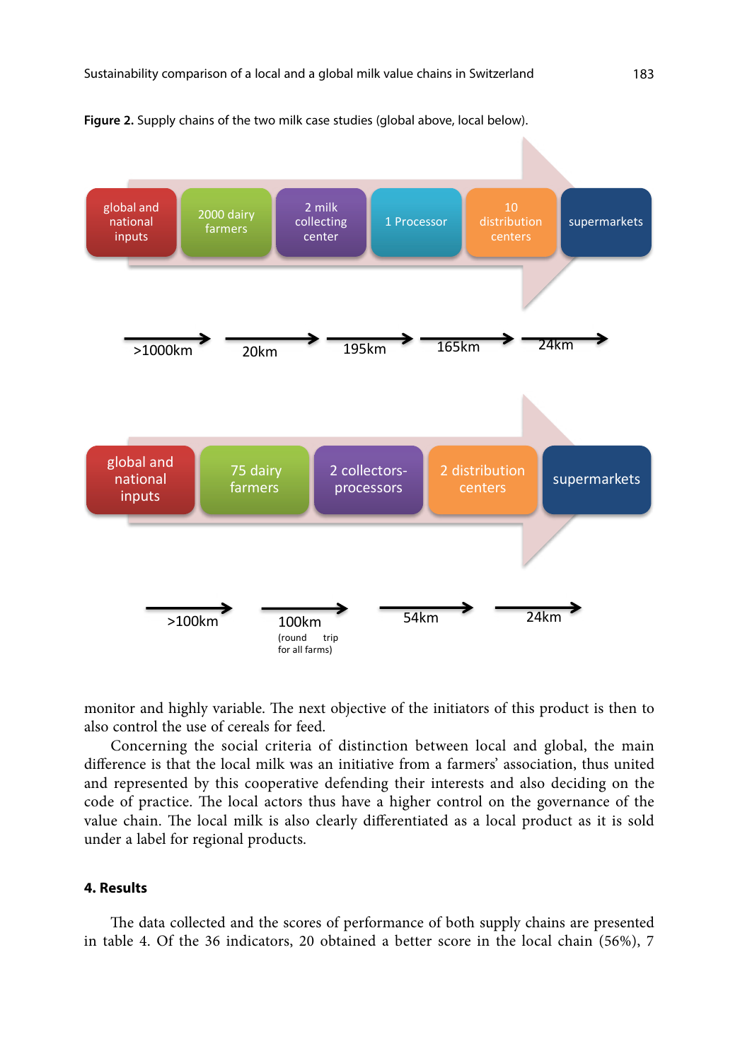**Figure 2.** Supply chains of the two milk case studies (global above, local below).

global and national inputs → 2000 dairy farmers → 2 milk collecting center → 1 Processor → 10 distribution centers → supermarkets

>1000km | 20km | 195km | 165km | 24km

global and national inputs → 75 dairy farmers → 2 collectors-processors → 2 distribution centers → supermarkets

>100km | 100km (round trip for all farms) | 54km | 24km

monitor and highly variable. The next objective of the initiators of this product is then to also control the use of cereals for feed.

Concerning the social criteria of distinction between local and global, the main difference is that the local milk was an initiative from a farmers' association, thus united and represented by this cooperative defending their interests and also deciding on the code of practice. The local actors thus have a higher control on the governance of the value chain. The local milk is also clearly differentiated as a local product as it is sold under a label for regional products.

#### 4. Results

The data collected and the scores of performance of both supply chains are presented in table 4. Of the 36 indicators, 20 obtained a better score in the local chain (56%), 7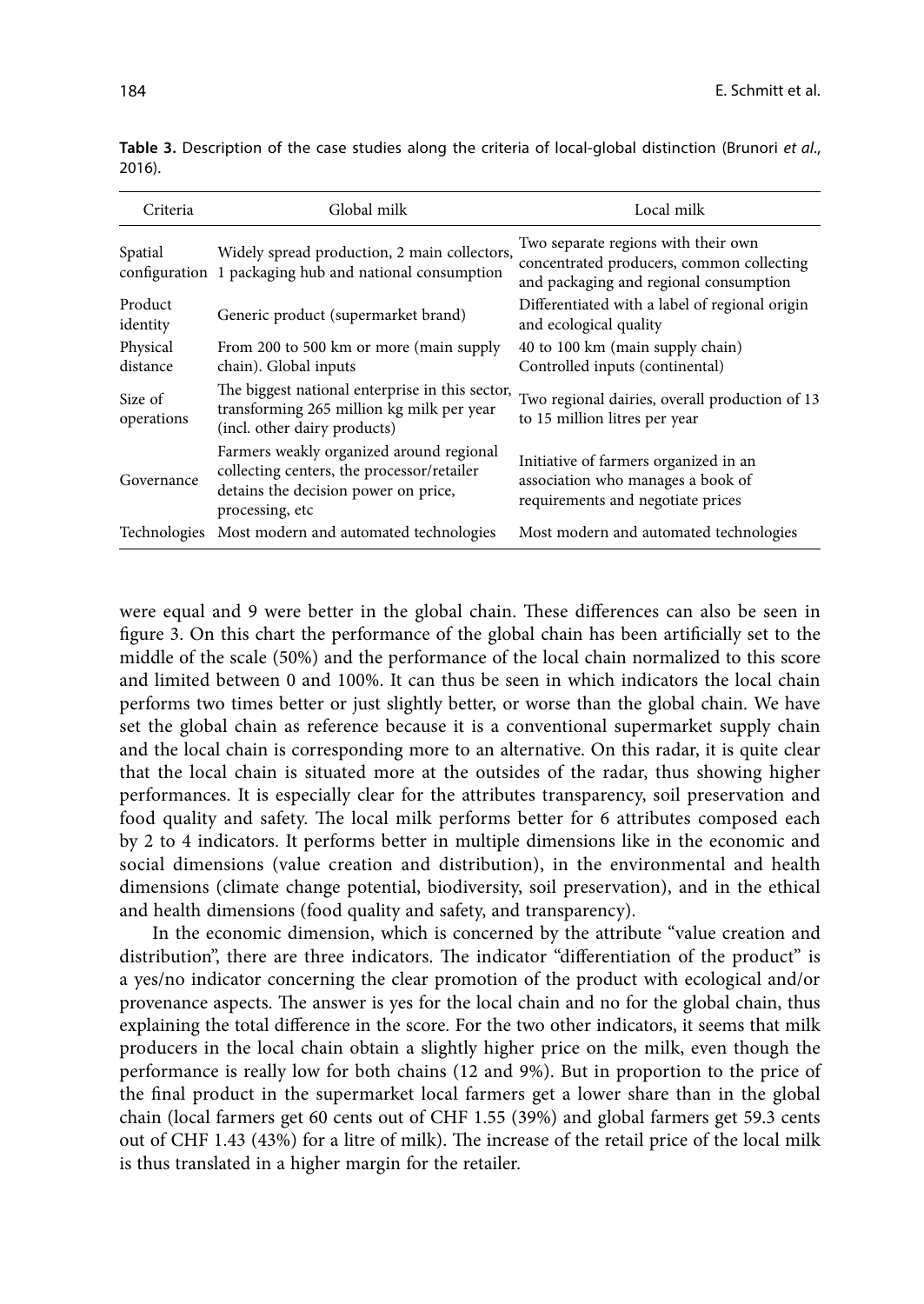**Table 3.** Description of the case studies along the criteria of local-global distinction (Brunori *et al.*, 2016).

| Criteria | Global milk | Local milk |
|---|---|---|
| Spatial configuration | Widely spread production, 2 main collectors, 1 packaging hub and national consumption | Two separate regions with their own concentrated producers, common collecting and packaging and regional consumption |
| Product identity | Generic product (supermarket brand) | Differentiated with a label of regional origin and ecological quality |
| Physical distance | From 200 to 500 km or more (main supply chain). Global inputs | 40 to 100 km (main supply chain) Controlled inputs (continental) |
| Size of operations | The biggest national enterprise in this sector, transforming 265 million kg milk per year (incl. other dairy products) | Two regional dairies, overall production of 13 to 15 million litres per year |
| Governance | Farmers weakly organized around regional collecting centers, the processor/retailer detains the decision power on price, processing, etc | Initiative of farmers organized in an association who manages a book of requirements and negotiate prices |
| Technologies | Most modern and automated technologies | Most modern and automated technologies |

were equal and 9 were better in the global chain. These differences can also be seen in figure 3. On this chart the performance of the global chain has been artificially set to the middle of the scale (50%) and the performance of the local chain normalized to this score and limited between 0 and 100%. It can thus be seen in which indicators the local chain performs two times better or just slightly better, or worse than the global chain. We have set the global chain as reference because it is a conventional supermarket supply chain and the local chain is corresponding more to an alternative. On this radar, it is quite clear that the local chain is situated more at the outsides of the radar, thus showing higher performances. It is especially clear for the attributes transparency, soil preservation and food quality and safety. The local milk performs better for 6 attributes composed each by 2 to 4 indicators. It performs better in multiple dimensions like in the economic and social dimensions (value creation and distribution), in the environmental and health dimensions (climate change potential, biodiversity, soil preservation), and in the ethical and health dimensions (food quality and safety, and transparency).

In the economic dimension, which is concerned by the attribute "value creation and distribution", there are three indicators. The indicator "differentiation of the product" is a yes/no indicator concerning the clear promotion of the product with ecological and/or provenance aspects. The answer is yes for the local chain and no for the global chain, thus explaining the total difference in the score. For the two other indicators, it seems that milk producers in the local chain obtain a slightly higher price on the milk, even though the performance is really low for both chains (12 and 9%). But in proportion to the price of the final product in the supermarket local farmers get a lower share than in the global chain (local farmers get 60 cents out of CHF 1.55 (39%) and global farmers get 59.3 cents out of CHF 1.43 (43%) for a litre of milk). The increase of the retail price of the local milk is thus translated in a higher margin for the retailer.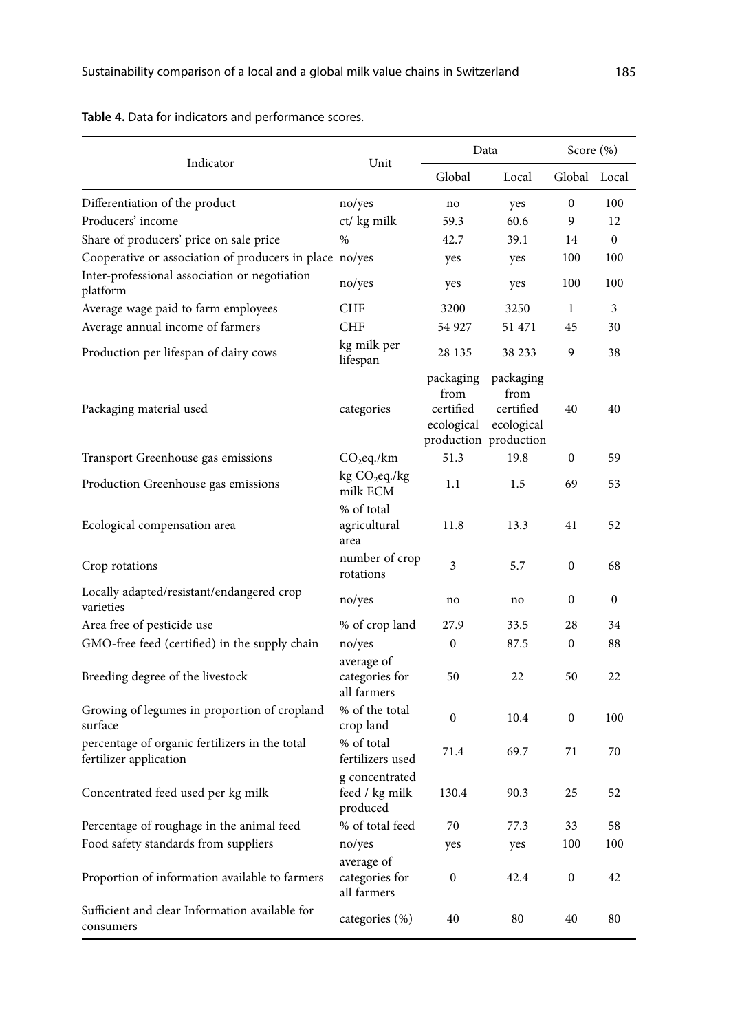**Table 4.** Data for indicators and performance scores.

| Indicator | Unit | Data | | Score (%) | |
|---|---|---|---|---|---|
| | | Global | Local | Global | Local |
| Differentiation of the product | no/yes | no | yes | 0 | 100 |
| Producers' income | ct/ kg milk | 59.3 | 60.6 | 9 | 12 |
| Share of producers' price on sale price | % | 42.7 | 39.1 | 14 | 0 |
| Cooperative or association of producers in place | no/yes | yes | yes | 100 | 100 |
| Inter-professional association or negotiation platform | no/yes | yes | yes | 100 | 100 |
| Average wage paid to farm employees | CHF | 3200 | 3250 | 1 | 3 |
| Average annual income of farmers | CHF | 54 927 | 51 471 | 45 | 30 |
| Production per lifespan of dairy cows | kg milk per lifespan | 28 135 | 38 233 | 9 | 38 |
| Packaging material used | categories | packaging from certified ecological production | packaging from certified ecological production | 40 | 40 |
| Transport Greenhouse gas emissions | $CO_2$eq./km | 51.3 | 19.8 | 0 | 59 |
| Production Greenhouse gas emissions | kg $CO_2$eq./kg milk ECM | 1.1 | 1.5 | 69 | 53 |
| Ecological compensation area | % of total agricultural area | 11.8 | 13.3 | 41 | 52 |
| Crop rotations | number of crop rotations | 3 | 5.7 | 0 | 68 |
| Locally adapted/resistant/endangered crop varieties | no/yes | no | no | 0 | 0 |
| Area free of pesticide use | % of crop land | 27.9 | 33.5 | 28 | 34 |
| GMO-free feed (certified) in the supply chain | no/yes | 0 | 87.5 | 0 | 88 |
| Breeding degree of the livestock | average of categories for all farmers | 50 | 22 | 50 | 22 |
| Growing of legumes in proportion of cropland surface | % of the total crop land | 0 | 10.4 | 0 | 100 |
| percentage of organic fertilizers in the total fertilizer application | % of total fertilizers used | 71.4 | 69.7 | 71 | 70 |
| Concentrated feed used per kg milk | g concentrated feed / kg milk produced | 130.4 | 90.3 | 25 | 52 |
| Percentage of roughage in the animal feed | % of total feed | 70 | 77.3 | 33 | 58 |
| Food safety standards from suppliers | no/yes | yes | yes | 100 | 100 |
| Proportion of information available to farmers | average of categories for all farmers | 0 | 42.4 | 0 | 42 |
| Sufficient and clear Information available for consumers | categories (%) | 40 | 80 | 40 | 80 |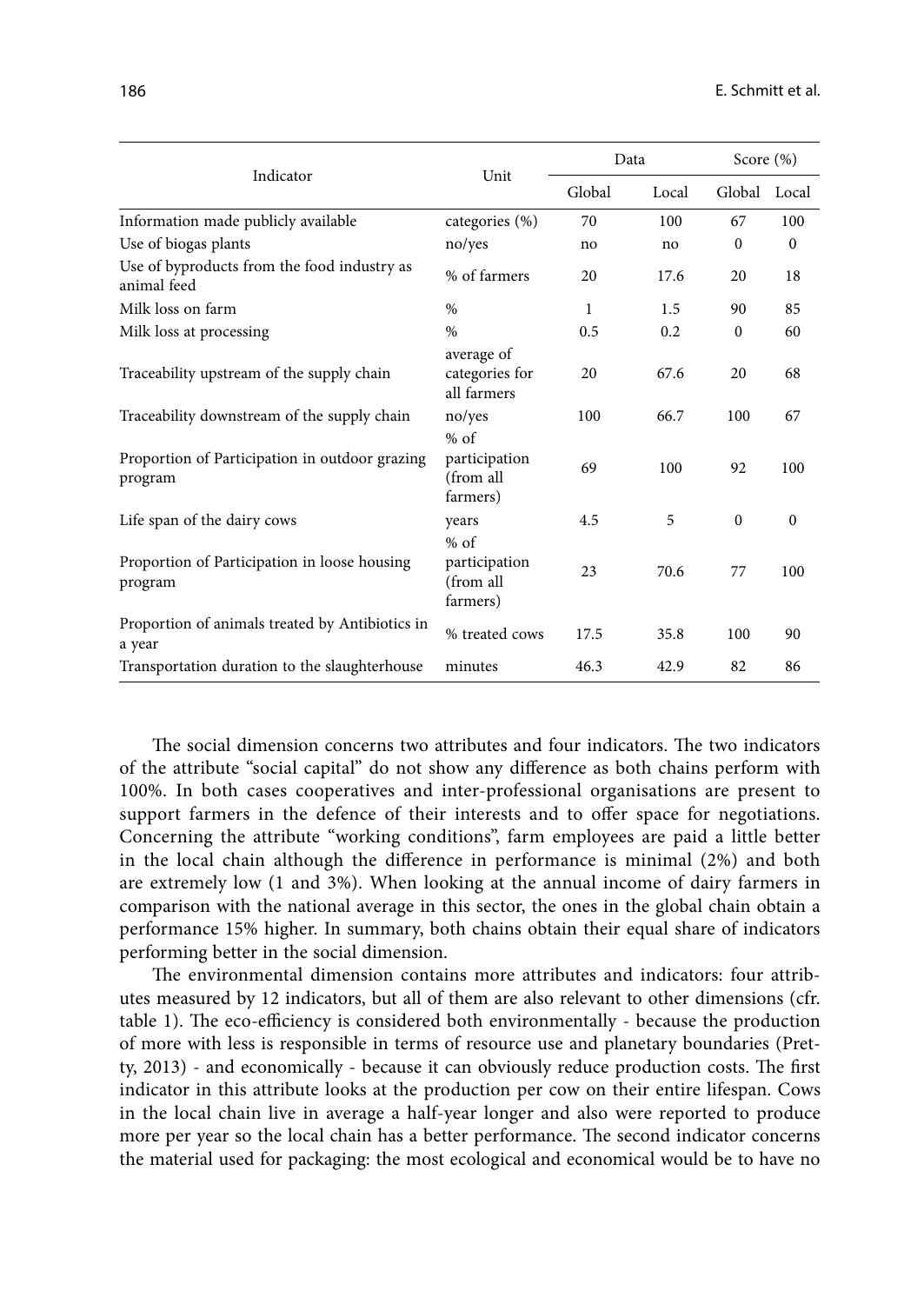| Indicator | Unit | Data | | Score (%) | |
|---|---|---|---|---|---|
| | | Global | Local | Global | Local |
| Information made publicly available | categories (%) | 70 | 100 | 67 | 100 |
| Use of biogas plants | no/yes | no | no | 0 | 0 |
| Use of byproducts from the food industry as animal feed | % of farmers | 20 | 17.6 | 20 | 18 |
| Milk loss on farm | % | 1 | 1.5 | 90 | 85 |
| Milk loss at processing | % | 0.5 | 0.2 | 0 | 60 |
| Traceability upstream of the supply chain | average of categories for all farmers | 20 | 67.6 | 20 | 68 |
| Traceability downstream of the supply chain | no/yes | 100 | 66.7 | 100 | 67 |
| Proportion of Participation in outdoor grazing program | % of participation (from all farmers) | 69 | 100 | 92 | 100 |
| Life span of the dairy cows | years | 4.5 | 5 | 0 | 0 |
| Proportion of Participation in loose housing program | % of participation (from all farmers) | 23 | 70.6 | 77 | 100 |
| Proportion of animals treated by Antibiotics in a year | % treated cows | 17.5 | 35.8 | 100 | 90 |
| Transportation duration to the slaughterhouse | minutes | 46.3 | 42.9 | 82 | 86 |

The social dimension concerns two attributes and four indicators. The two indicators of the attribute "social capital" do not show any difference as both chains perform with 100%. In both cases cooperatives and inter-professional organisations are present to support farmers in the defence of their interests and to offer space for negotiations. Concerning the attribute "working conditions", farm employees are paid a little better in the local chain although the difference in performance is minimal (2%) and both are extremely low (1 and 3%). When looking at the annual income of dairy farmers in comparison with the national average in this sector, the ones in the global chain obtain a performance 15% higher. In summary, both chains obtain their equal share of indicators performing better in the social dimension.

The environmental dimension contains more attributes and indicators: four attributes measured by 12 indicators, but all of them are also relevant to other dimensions (cfr. table 1). The eco-efficiency is considered both environmentally - because the production of more with less is responsible in terms of resource use and planetary boundaries (Pretty, 2013) - and economically - because it can obviously reduce production costs. The first indicator in this attribute looks at the production per cow on their entire lifespan. Cows in the local chain live in average a half-year longer and also were reported to produce more per year so the local chain has a better performance. The second indicator concerns the material used for packaging: the most ecological and economical would be to have no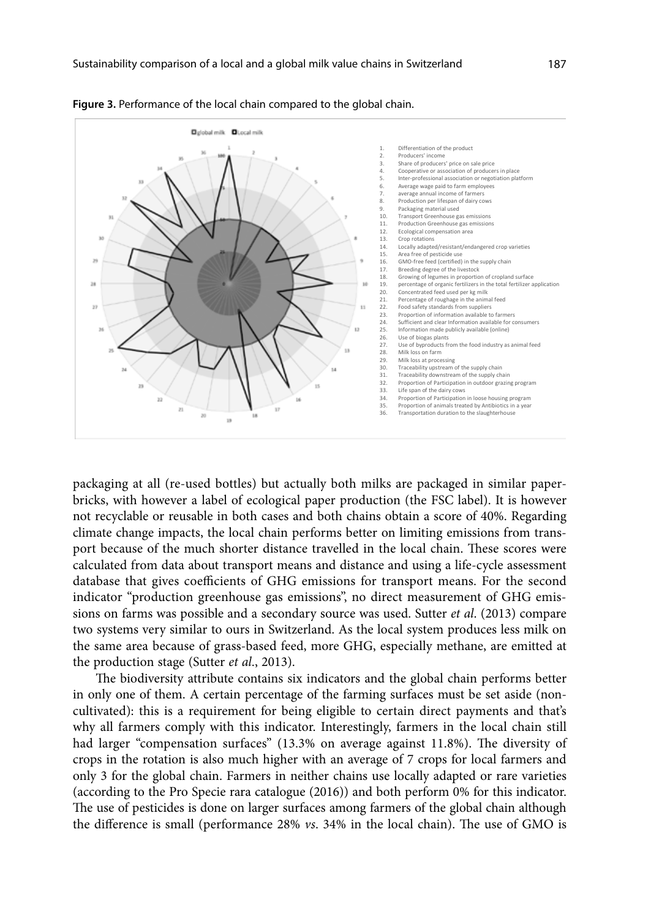**Figure 3.** Performance of the local chain compared to the global chain.

1. Differentiation of the product
2. Producers' income
3. Share of producers' price on sale price
4. Cooperative or association of producers in place
5. Inter-professional association or negotiation platform
6. Average wage paid to farm employees
7. average annual income of farmers
8. Production per lifespan of dairy cows
9. Packaging material used
10. Transport Greenhouse gas emissions
11. Production Greenhouse gas emissions
12. Ecological compensation area
13. Crop rotations
14. Locally adapted/resistant/endangered crop varieties
15. Area free of pesticide use
16. GMO-free feed (certified) in the supply chain
17. Breeding degree of the livestock
18. Growing of legumes in proportion of cropland surface
19. percentage of organic fertilizers in the total fertilizer application
20. Concentrated feed used per kg milk
21. Percentage of roughage in the animal feed
22. Food safety standards from suppliers
23. Proportion of information available to farmers
24. Sufficient and clear Information available for consumers
25. Information made publicly available (online)
26. Use of biogas plants
27. Use of byproducts from the food industry as animal feed
28. Milk loss on farm
29. Milk loss at processing
30. Traceability upstream of the supply chain
31. Traceability downstream of the supply chain
32. Proportion of Participation in outdoor grazing program
33. Life span of the dairy cows
34. Proportion of Participation in loose housing program
35. Proportion of animals treated by Antibiotics in a year
36. Transportation duration to the slaughterhouse

packaging at all (re-used bottles) but actually both milks are packaged in similar paper-bricks, with however a label of ecological paper production (the FSC label). It is however not recyclable or reusable in both cases and both chains obtain a score of 40%. Regarding climate change impacts, the local chain performs better on limiting emissions from transport because of the much shorter distance travelled in the local chain. These scores were calculated from data about transport means and distance and using a life-cycle assessment database that gives coefficients of GHG emissions for transport means. For the second indicator "production greenhouse gas emissions", no direct measurement of GHG emissions on farms was possible and a secondary source was used. Sutter *et al.* (2013) compare two systems very similar to ours in Switzerland. As the local system produces less milk on the same area because of grass-based feed, more GHG, especially methane, are emitted at the production stage (Sutter *et al.*, 2013).

The biodiversity attribute contains six indicators and the global chain performs better in only one of them. A certain percentage of the farming surfaces must be set aside (non-cultivated): this is a requirement for being eligible to certain direct payments and that's why all farmers comply with this indicator. Interestingly, farmers in the local chain still had larger "compensation surfaces" (13.3% on average against 11.8%). The diversity of crops in the rotation is also much higher with an average of 7 crops for local farmers and only 3 for the global chain. Farmers in neither chains use locally adapted or rare varieties (according to the Pro Specie rara catalogue (2016)) and both perform 0% for this indicator. The use of pesticides is done on larger surfaces among farmers of the global chain although the difference is small (performance 28% *vs*. 34% in the local chain). The use of GMO is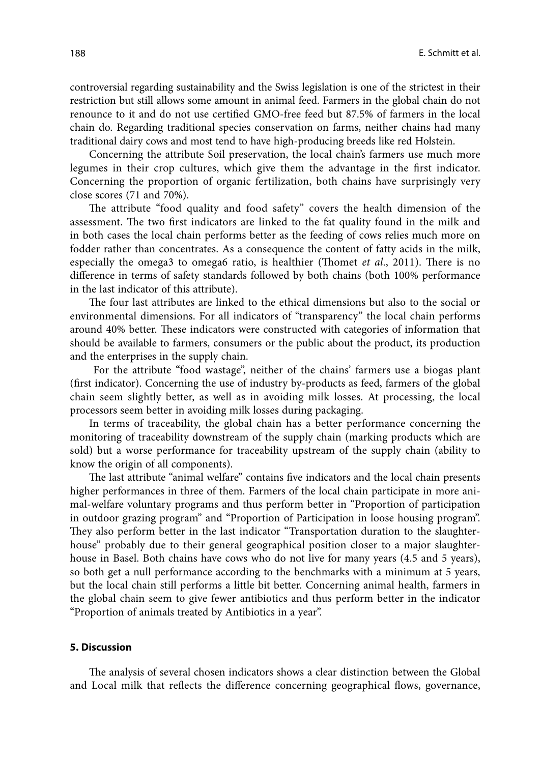controversial regarding sustainability and the Swiss legislation is one of the strictest in their restriction but still allows some amount in animal feed. Farmers in the global chain do not renounce to it and do not use certified GMO-free feed but 87.5% of farmers in the local chain do. Regarding traditional species conservation on farms, neither chains had many traditional dairy cows and most tend to have high-producing breeds like red Holstein.

Concerning the attribute Soil preservation, the local chain's farmers use much more legumes in their crop cultures, which give them the advantage in the first indicator. Concerning the proportion of organic fertilization, both chains have surprisingly very close scores (71 and 70%).

The attribute "food quality and food safety" covers the health dimension of the assessment. The two first indicators are linked to the fat quality found in the milk and in both cases the local chain performs better as the feeding of cows relies much more on fodder rather than concentrates. As a consequence the content of fatty acids in the milk, especially the omega3 to omega6 ratio, is healthier (Thomet *et al*., 2011). There is no difference in terms of safety standards followed by both chains (both 100% performance in the last indicator of this attribute).

The four last attributes are linked to the ethical dimensions but also to the social or environmental dimensions. For all indicators of "transparency" the local chain performs around 40% better. These indicators were constructed with categories of information that should be available to farmers, consumers or the public about the product, its production and the enterprises in the supply chain.

For the attribute "food wastage", neither of the chains' farmers use a biogas plant (first indicator). Concerning the use of industry by-products as feed, farmers of the global chain seem slightly better, as well as in avoiding milk losses. At processing, the local processors seem better in avoiding milk losses during packaging.

In terms of traceability, the global chain has a better performance concerning the monitoring of traceability downstream of the supply chain (marking products which are sold) but a worse performance for traceability upstream of the supply chain (ability to know the origin of all components).

The last attribute "animal welfare" contains five indicators and the local chain presents higher performances in three of them. Farmers of the local chain participate in more animal-welfare voluntary programs and thus perform better in "Proportion of participation in outdoor grazing program" and "Proportion of Participation in loose housing program". They also perform better in the last indicator "Transportation duration to the slaughterhouse" probably due to their general geographical position closer to a major slaughterhouse in Basel. Both chains have cows who do not live for many years (4.5 and 5 years), so both get a null performance according to the benchmarks with a minimum at 5 years, but the local chain still performs a little bit better. Concerning animal health, farmers in the global chain seem to give fewer antibiotics and thus perform better in the indicator "Proportion of animals treated by Antibiotics in a year".

## 5. Discussion

The analysis of several chosen indicators shows a clear distinction between the Global and Local milk that reflects the difference concerning geographical flows, governance,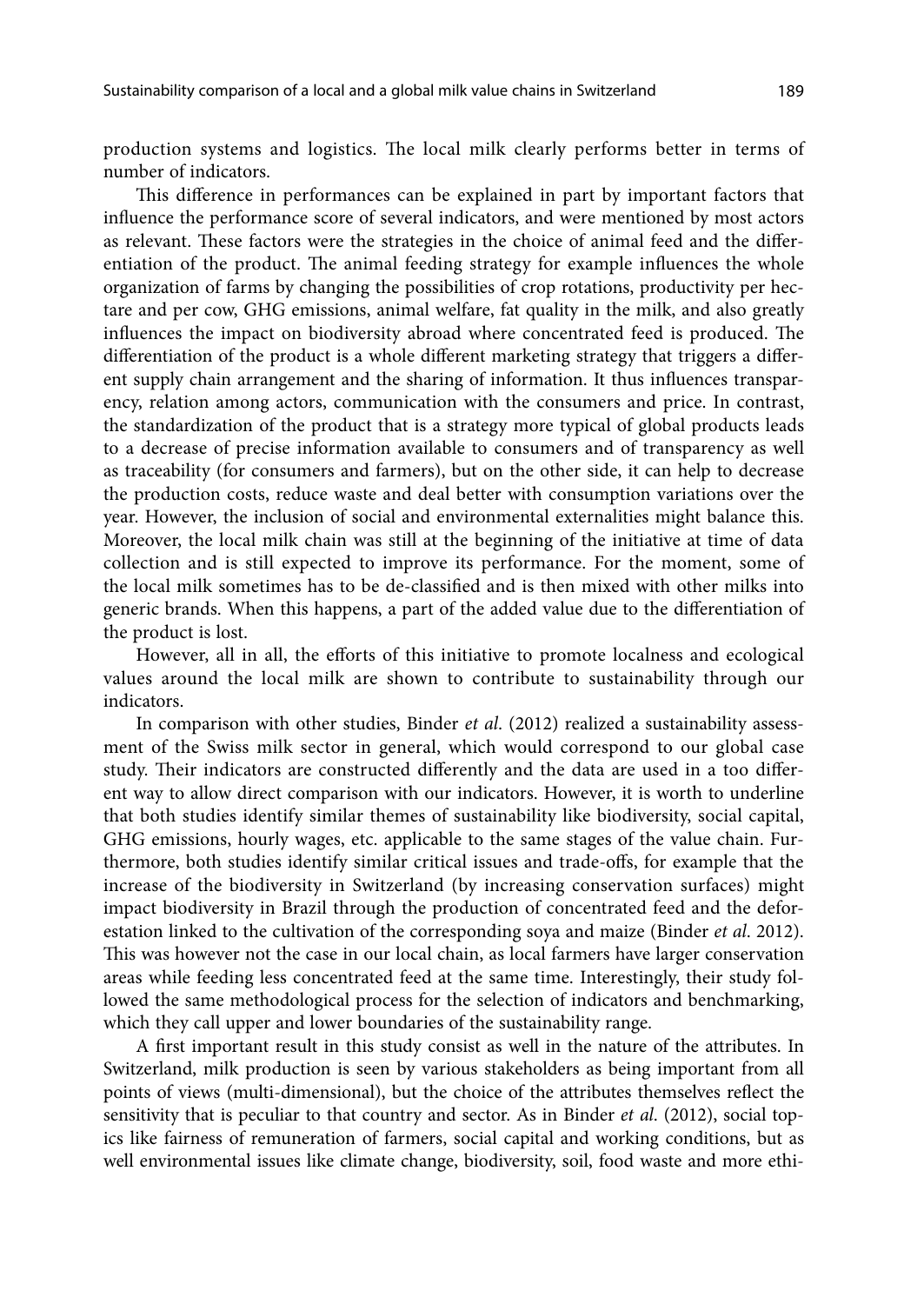production systems and logistics. The local milk clearly performs better in terms of number of indicators.

This difference in performances can be explained in part by important factors that influence the performance score of several indicators, and were mentioned by most actors as relevant. These factors were the strategies in the choice of animal feed and the differentiation of the product. The animal feeding strategy for example influences the whole organization of farms by changing the possibilities of crop rotations, productivity per hectare and per cow, GHG emissions, animal welfare, fat quality in the milk, and also greatly influences the impact on biodiversity abroad where concentrated feed is produced. The differentiation of the product is a whole different marketing strategy that triggers a different supply chain arrangement and the sharing of information. It thus influences transparency, relation among actors, communication with the consumers and price. In contrast, the standardization of the product that is a strategy more typical of global products leads to a decrease of precise information available to consumers and of transparency as well as traceability (for consumers and farmers), but on the other side, it can help to decrease the production costs, reduce waste and deal better with consumption variations over the year. However, the inclusion of social and environmental externalities might balance this. Moreover, the local milk chain was still at the beginning of the initiative at time of data collection and is still expected to improve its performance. For the moment, some of the local milk sometimes has to be de-classified and is then mixed with other milks into generic brands. When this happens, a part of the added value due to the differentiation of the product is lost.

However, all in all, the efforts of this initiative to promote localness and ecological values around the local milk are shown to contribute to sustainability through our indicators.

In comparison with other studies, Binder *et al*. (2012) realized a sustainability assessment of the Swiss milk sector in general, which would correspond to our global case study. Their indicators are constructed differently and the data are used in a too different way to allow direct comparison with our indicators. However, it is worth to underline that both studies identify similar themes of sustainability like biodiversity, social capital, GHG emissions, hourly wages, etc. applicable to the same stages of the value chain. Furthermore, both studies identify similar critical issues and trade-offs, for example that the increase of the biodiversity in Switzerland (by increasing conservation surfaces) might impact biodiversity in Brazil through the production of concentrated feed and the deforestation linked to the cultivation of the corresponding soya and maize (Binder *et al*. 2012). This was however not the case in our local chain, as local farmers have larger conservation areas while feeding less concentrated feed at the same time. Interestingly, their study followed the same methodological process for the selection of indicators and benchmarking, which they call upper and lower boundaries of the sustainability range.

A first important result in this study consist as well in the nature of the attributes. In Switzerland, milk production is seen by various stakeholders as being important from all points of views (multi-dimensional), but the choice of the attributes themselves reflect the sensitivity that is peculiar to that country and sector. As in Binder *et al*. (2012), social topics like fairness of remuneration of farmers, social capital and working conditions, but as well environmental issues like climate change, biodiversity, soil, food waste and more ethi-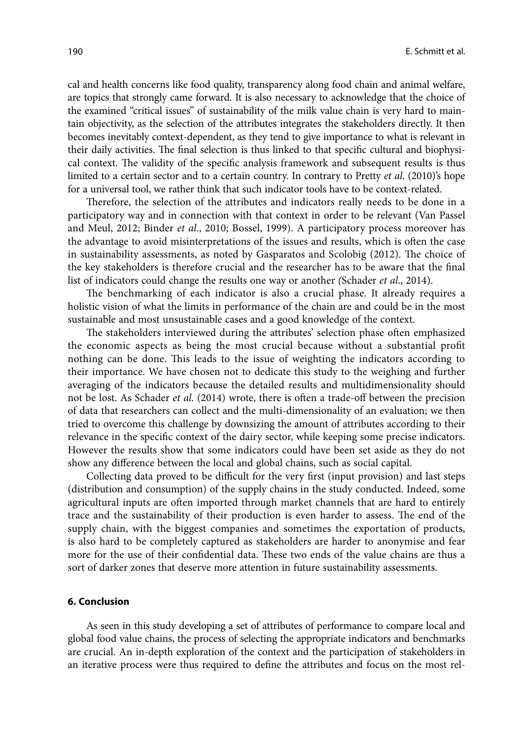cal and health concerns like food quality, transparency along food chain and animal welfare, are topics that strongly came forward. It is also necessary to acknowledge that the choice of the examined "critical issues" of sustainability of the milk value chain is very hard to maintain objectivity, as the selection of the attributes integrates the stakeholders directly. It then becomes inevitably context-dependent, as they tend to give importance to what is relevant in their daily activities. The final selection is thus linked to that specific cultural and biophysical context. The validity of the specific analysis framework and subsequent results is thus limited to a certain sector and to a certain country. In contrary to Pretty *et al.* (2010)'s hope for a universal tool, we rather think that such indicator tools have to be context-related.

Therefore, the selection of the attributes and indicators really needs to be done in a participatory way and in connection with that context in order to be relevant (Van Passel and Meul, 2012; Binder *et al.*, 2010; Bossel, 1999). A participatory process moreover has the advantage to avoid misinterpretations of the issues and results, which is often the case in sustainability assessments, as noted by Gasparatos and Scolobig (2012). The choice of the key stakeholders is therefore crucial and the researcher has to be aware that the final list of indicators could change the results one way or another *(*Schader *et al.*, 2014).

The benchmarking of each indicator is also a crucial phase. It already requires a holistic vision of what the limits in performance of the chain are and could be in the most sustainable and most unsustainable cases and a good knowledge of the context.

The stakeholders interviewed during the attributes' selection phase often emphasized the economic aspects as being the most crucial because without a substantial profit nothing can be done. This leads to the issue of weighting the indicators according to their importance. We have chosen not to dedicate this study to the weighing and further averaging of the indicators because the detailed results and multidimensionality should not be lost. As Schader *et al.* (2014) wrote, there is often a trade-off between the precision of data that researchers can collect and the multi-dimensionality of an evaluation; we then tried to overcome this challenge by downsizing the amount of attributes according to their relevance in the specific context of the dairy sector, while keeping some precise indicators. However the results show that some indicators could have been set aside as they do not show any difference between the local and global chains, such as social capital.

Collecting data proved to be difficult for the very first (input provision) and last steps (distribution and consumption) of the supply chains in the study conducted. Indeed, some agricultural inputs are often imported through market channels that are hard to entirely trace and the sustainability of their production is even harder to assess. The end of the supply chain, with the biggest companies and sometimes the exportation of products, is also hard to be completely captured as stakeholders are harder to anonymise and fear more for the use of their confidential data. These two ends of the value chains are thus a sort of darker zones that deserve more attention in future sustainability assessments.

## 6. Conclusion

As seen in this study developing a set of attributes of performance to compare local and global food value chains, the process of selecting the appropriate indicators and benchmarks are crucial. An in-depth exploration of the context and the participation of stakeholders in an iterative process were thus required to define the attributes and focus on the most rel-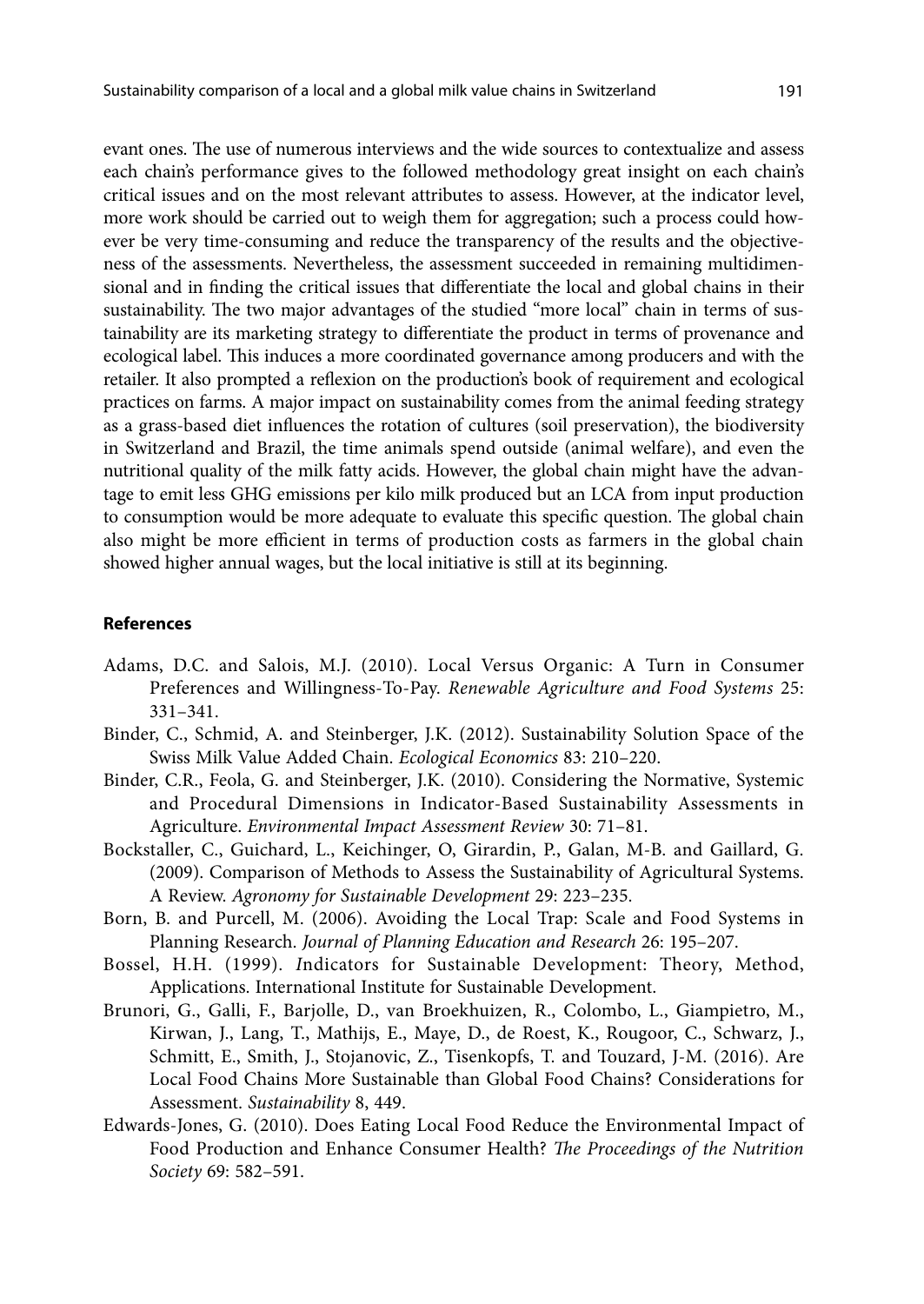evant ones. The use of numerous interviews and the wide sources to contextualize and assess each chain's performance gives to the followed methodology great insight on each chain's critical issues and on the most relevant attributes to assess. However, at the indicator level, more work should be carried out to weigh them for aggregation; such a process could however be very time-consuming and reduce the transparency of the results and the objectiveness of the assessments. Nevertheless, the assessment succeeded in remaining multidimensional and in finding the critical issues that differentiate the local and global chains in their sustainability. The two major advantages of the studied "more local" chain in terms of sustainability are its marketing strategy to differentiate the product in terms of provenance and ecological label. This induces a more coordinated governance among producers and with the retailer. It also prompted a reflexion on the production's book of requirement and ecological practices on farms. A major impact on sustainability comes from the animal feeding strategy as a grass-based diet influences the rotation of cultures (soil preservation), the biodiversity in Switzerland and Brazil, the time animals spend outside (animal welfare), and even the nutritional quality of the milk fatty acids. However, the global chain might have the advantage to emit less GHG emissions per kilo milk produced but an LCA from input production to consumption would be more adequate to evaluate this specific question. The global chain also might be more efficient in terms of production costs as farmers in the global chain showed higher annual wages, but the local initiative is still at its beginning.

#### References

Adams, D.C. and Salois, M.J. (2010). Local Versus Organic: A Turn in Consumer Preferences and Willingness-To-Pay. *Renewable Agriculture and Food Systems* 25: 331–341.

Binder, C., Schmid, A. and Steinberger, J.K. (2012). Sustainability Solution Space of the Swiss Milk Value Added Chain. *Ecological Economics* 83: 210–220.

Binder, C.R., Feola, G. and Steinberger, J.K. (2010). Considering the Normative, Systemic and Procedural Dimensions in Indicator-Based Sustainability Assessments in Agriculture. *Environmental Impact Assessment Review* 30: 71–81.

Bockstaller, C., Guichard, L., Keichinger, O, Girardin, P., Galan, M-B. and Gaillard, G. (2009). Comparison of Methods to Assess the Sustainability of Agricultural Systems. A Review. *Agronomy for Sustainable Development* 29: 223–235.

Born, B. and Purcell, M. (2006). Avoiding the Local Trap: Scale and Food Systems in Planning Research. *Journal of Planning Education and Research* 26: 195–207.

Bossel, H.H. (1999). *I*ndicators for Sustainable Development: Theory, Method, Applications. International Institute for Sustainable Development.

Brunori, G., Galli, F., Barjolle, D., van Broekhuizen, R., Colombo, L., Giampietro, M., Kirwan, J., Lang, T., Mathijs, E., Maye, D., de Roest, K., Rougoor, C., Schwarz, J., Schmitt, E., Smith, J., Stojanovic, Z., Tisenkopfs, T. and Touzard, J-M. (2016). Are Local Food Chains More Sustainable than Global Food Chains? Considerations for Assessment. *Sustainability* 8, 449.

Edwards-Jones, G. (2010). Does Eating Local Food Reduce the Environmental Impact of Food Production and Enhance Consumer Health? *The Proceedings of the Nutrition Society* 69: 582–591.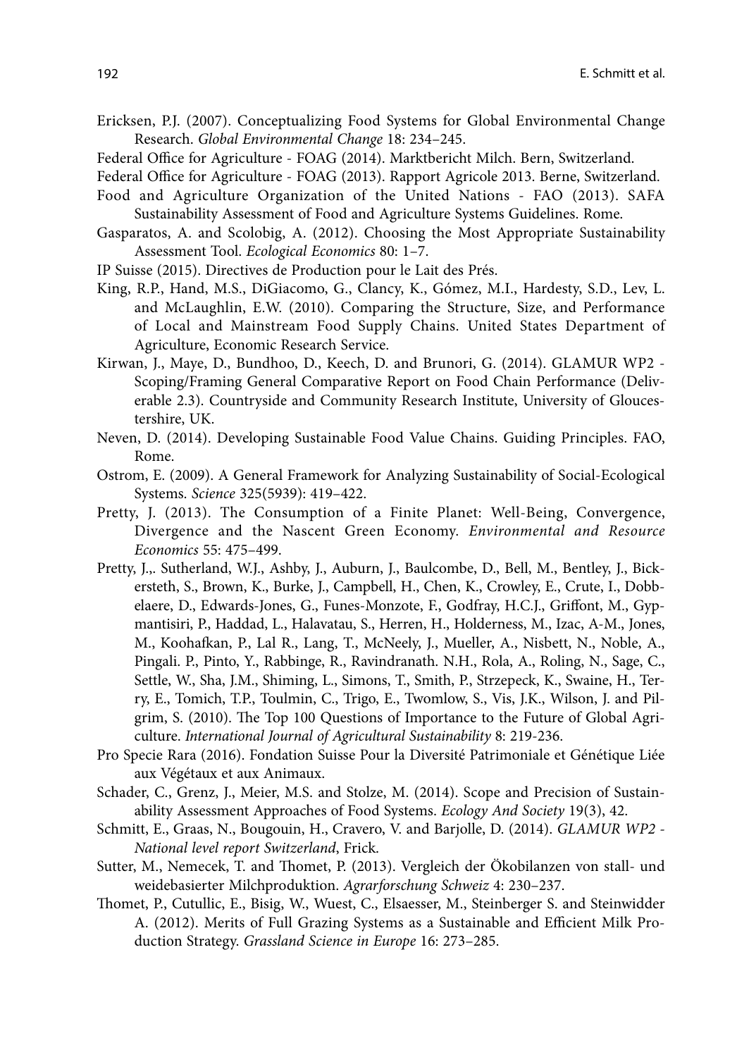Ericksen, P.J. (2007). Conceptualizing Food Systems for Global Environmental Change Research. *Global Environmental Change* 18: 234–245.

Federal Office for Agriculture - FOAG (2014). Marktbericht Milch. Bern, Switzerland.

Federal Office for Agriculture - FOAG (2013). Rapport Agricole 2013. Berne, Switzerland.

Food and Agriculture Organization of the United Nations - FAO (2013). SAFA Sustainability Assessment of Food and Agriculture Systems Guidelines. Rome.

Gasparatos, A. and Scolobig, A. (2012). Choosing the Most Appropriate Sustainability Assessment Tool. *Ecological Economics* 80: 1–7.

IP Suisse (2015). Directives de Production pour le Lait des Prés.

King, R.P., Hand, M.S., DiGiacomo, G., Clancy, K., Gómez, M.I., Hardesty, S.D., Lev, L. and McLaughlin, E.W. (2010). Comparing the Structure, Size, and Performance of Local and Mainstream Food Supply Chains. United States Department of Agriculture, Economic Research Service.

Kirwan, J., Maye, D., Bundhoo, D., Keech, D. and Brunori, G. (2014). GLAMUR WP2 - Scoping/Framing General Comparative Report on Food Chain Performance (Deliverable 2.3). Countryside and Community Research Institute, University of Gloucestershire, UK.

Neven, D. (2014). Developing Sustainable Food Value Chains. Guiding Principles. FAO, Rome.

Ostrom, E. (2009). A General Framework for Analyzing Sustainability of Social-Ecological Systems. *Science* 325(5939): 419–422.

Pretty, J. (2013). The Consumption of a Finite Planet: Well-Being, Convergence, Divergence and the Nascent Green Economy. *Environmental and Resource Economics* 55: 475–499.

Pretty, J.,. Sutherland, W.J., Ashby, J., Auburn, J., Baulcombe, D., Bell, M., Bentley, J., Bickersteth, S., Brown, K., Burke, J., Campbell, H., Chen, K., Crowley, E., Crute, I., Dobbelaere, D., Edwards-Jones, G., Funes-Monzote, F., Godfray, H.C.J., Griffont, M., Gypmantisiri, P., Haddad, L., Halavatau, S., Herren, H., Holderness, M., Izac, A-M., Jones, M., Koohafkan, P., Lal R., Lang, T., McNeely, J., Mueller, A., Nisbett, N., Noble, A., Pingali. P., Pinto, Y., Rabbinge, R., Ravindranath. N.H., Rola, A., Roling, N., Sage, C., Settle, W., Sha, J.M., Shiming, L., Simons, T., Smith, P., Strzepeck, K., Swaine, H., Terry, E., Tomich, T.P., Toulmin, C., Trigo, E., Twomlow, S., Vis, J.K., Wilson, J. and Pilgrim, S. (2010). The Top 100 Questions of Importance to the Future of Global Agriculture. *International Journal of Agricultural Sustainability* 8: 219-236.

Pro Specie Rara (2016). Fondation Suisse Pour la Diversité Patrimoniale et Génétique Liée aux Végétaux et aux Animaux.

Schader, C., Grenz, J., Meier, M.S. and Stolze, M. (2014). Scope and Precision of Sustainability Assessment Approaches of Food Systems. *Ecology And Society* 19(3), 42.

Schmitt, E., Graas, N., Bougouin, H., Cravero, V. and Barjolle, D. (2014). *GLAMUR WP2 - National level report Switzerland*, Frick.

Sutter, M., Nemecek, T. and Thomet, P. (2013). Vergleich der Ökobilanzen von stall- und weidebasierter Milchproduktion. *Agrarforschung Schweiz* 4: 230–237.

Thomet, P., Cutullic, E., Bisig, W., Wuest, C., Elsaesser, M., Steinberger S. and Steinwidder A. (2012). Merits of Full Grazing Systems as a Sustainable and Efficient Milk Production Strategy. *Grassland Science in Europe* 16: 273–285.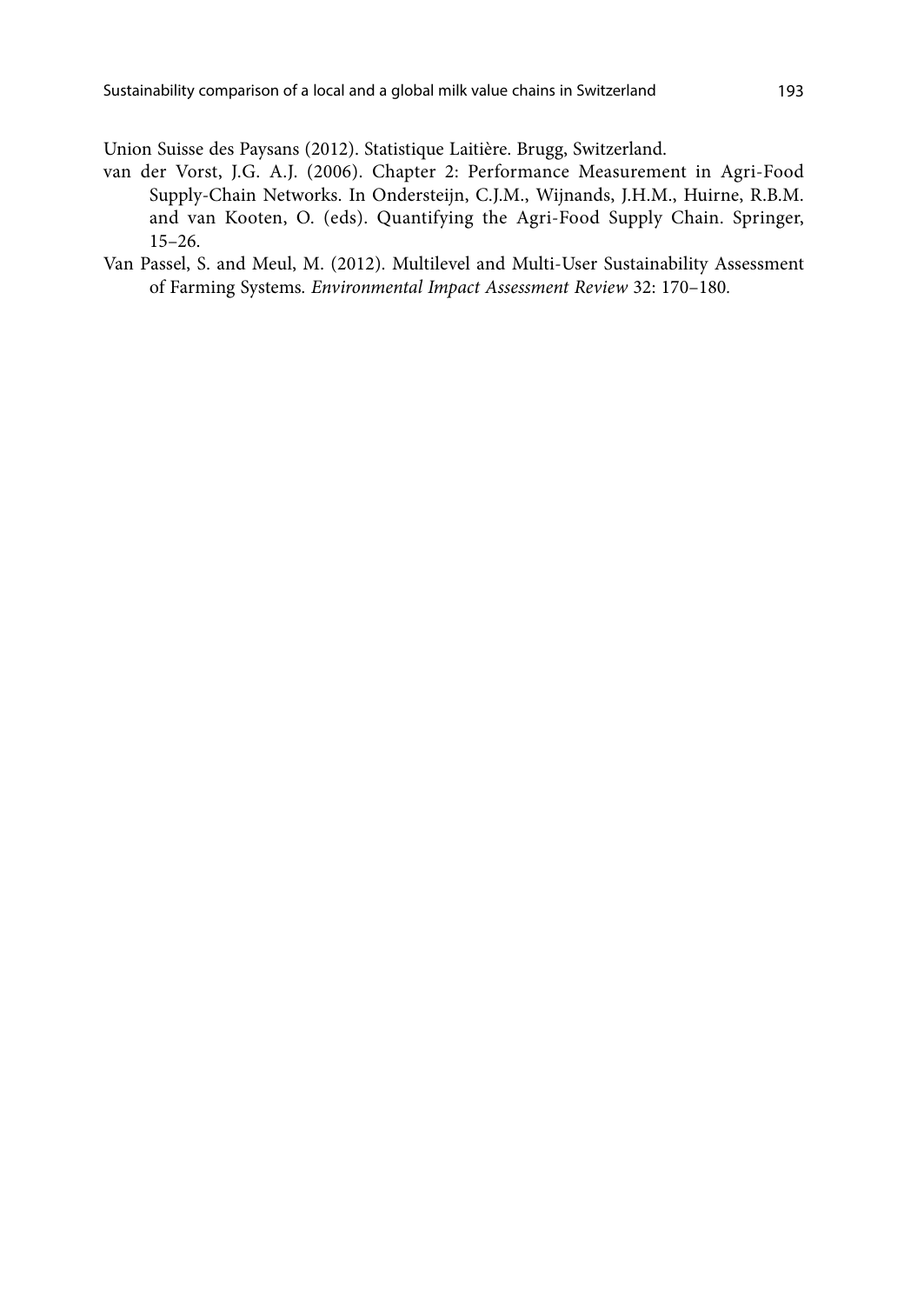Union Suisse des Paysans (2012). Statistique Laitière. Brugg, Switzerland.

van der Vorst, J.G. A.J. (2006). Chapter 2: Performance Measurement in Agri-Food Supply-Chain Networks. In Ondersteijn, C.J.M., Wijnands, J.H.M., Huirne, R.B.M. and van Kooten, O. (eds). Quantifying the Agri-Food Supply Chain. Springer, 15–26.

Van Passel, S. and Meul, M. (2012). Multilevel and Multi-User Sustainability Assessment of Farming Systems. *Environmental Impact Assessment Review* 32: 170–180.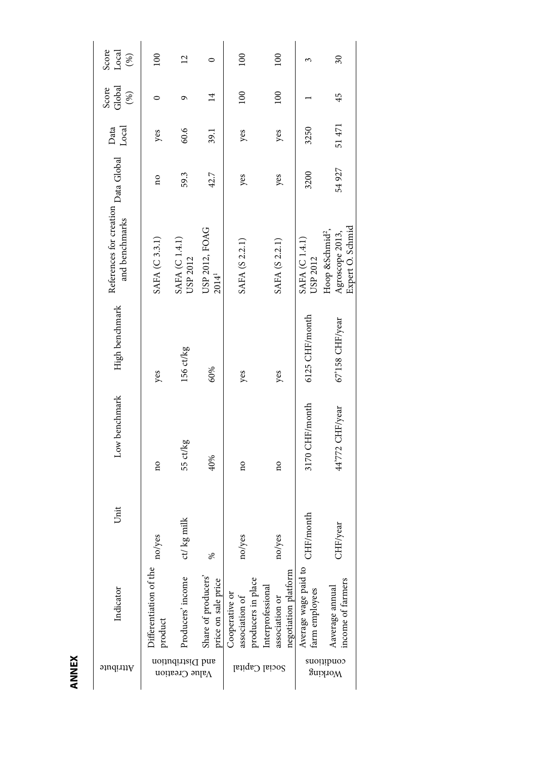## ANNEX

| Attribute | Indicator | Unit | Low benchmark | High benchmark | References for creation and benchmarks | Data Global | Data Local | Score Global (%) | Score Local (%) |
|---|---|---|---|---|---|---|---|---|---|
| Value Creation and Distribution | Differentiation of the product | no/yes | no | yes | SAFA (C 3.3.1) | no | yes | 0 | 100 |
| | Producers' income | ct/ kg milk | 55 ct/kg | 156 ct/kg | SAFA (C 1.4.1) USP 2012 | 59.3 | 60.6 | 9 | 12 |
| | Share of producers' price on sale price | % | 40% | 60% | USP 2012, FOAG 2014[1] | 42.7 | 39.1 | 14 | 0 |
| Social Capital | Cooperative or association of producers in place | no/yes | no | yes | SAFA (S 2.2.1) | yes | yes | 100 | 100 |
| | Interprofessional association or negotiation platform | no/yes | no | yes | SAFA (S 2.2.1) | yes | yes | 100 | 100 |
| Working conditions | Average wage paid to farm employees | CHF/month | 3170 CHF/month | 6125 CHF/month | SAFA (C 1.4.1) USP 2012 | 3200 | 3250 | 1 | 3 |
| | Aaverage annual income of farmers | CHF/year | 44'772 CHF/year | 67'158 CHF/year | Hoop &Schmid[2], Agroscope 2013, Expert O. Schmid | 54 927 | 51 471 | 45 | 30 |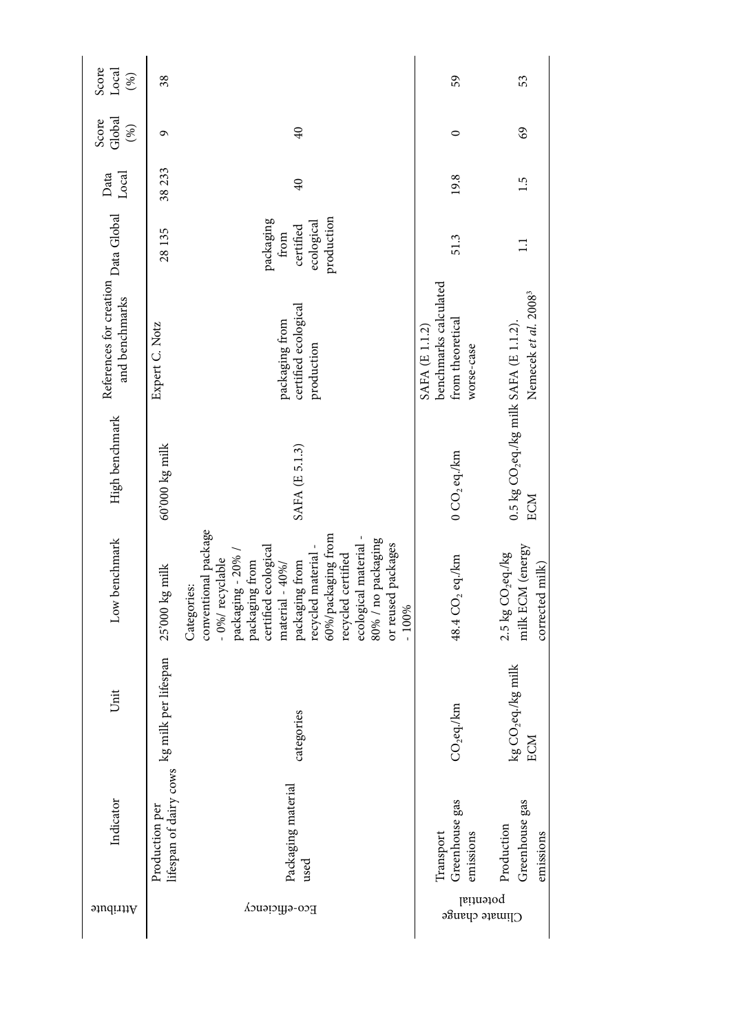| Attribute | Indicator | Unit | Low benchmark | High benchmark | References for creation and benchmarks | Data Global | Data Local | Score Global (%) | Score Local (%) |
|---|---|---|---|---|---|---|---|---|---|
| Eco-efficiency | Production per lifespan of dairy cows | kg milk per lifespan | 25'000 kg milk | 60'000 kg milk | Expert C. Notz | 28 135 | 38 233 | 9 | 38 |
| | Packaging material used | categories | Categories: conventional package - 0%/ recyclable packaging - 20% / packaging from certified ecological material - 40%/ packaging from recycled material - 60%/packaging from recycled certified ecological material - 80% / no packaging or reused packages - 100% | SAFA (E 5.1.3) | packaging from certified ecological production | packaging from certified ecological production | 40 | 40 | |
| Climate change potential | Transport Greenhouse gas emissions | $CO_2$eq./km | 48.4 $CO_2$ eq./km | 0 $CO_2$ eq./km | SAFA (E 1.1.2) benchmarks calculated from theoretical worse-case | 51.3 | 19.8 | 0 | 59 |
| | Production Greenhouse gas emissions | kg $CO_2$eq./kg milk ECM | 2.5 kg $CO_2$eq./kg milk ECM (energy corrected milk) | 0.5 kg $CO_2$eq./kg milk ECM | SAFA (E 1.1.2). Nemecek *et al.* 2008[3] | 1.1 | 1.5 | 69 | 53 |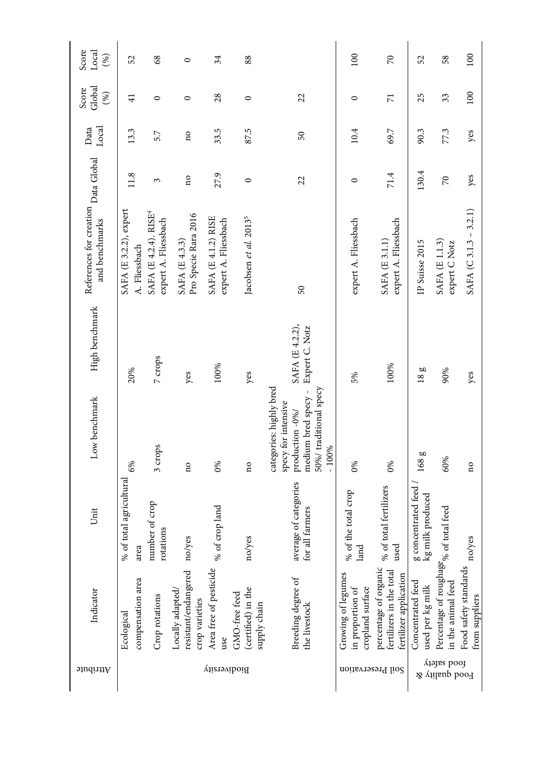| Attribute | Indicator | Unit | Low benchmark | High benchmark | References for creation and benchmarks | Data Global | Data Local | Score Global (%) | Score Local (%) |
|---|---|---|---|---|---|---|---|---|---|
| Biodiversity | Ecological compensation area | % of total agricultural area | 6% | 20% | SAFA (E 3.2.2), expert A. Fliessbach | 11.8 | 13.3 | 41 | 52 |
| | Crop rotations | number of crop rotations | 3 crops | 7 crops | SAFA (E 4.2.4). RISE[4] expert A. Fliessbach | 3 | 5.7 | 0 | 68 |
| | Locally adapted/ resistant/endangered crop varieties | no/yes | no | yes | SAFA (E 4.3.3) Pro Specie Rara 2016 | no | no | 0 | 0 |
| | Area free of pesticide use | % of crop land | 0% | 100% | SAFA (E 4.1.2) RISE expert A. Fliessbach | 27.9 | 33.5 | 28 | 34 |
| | GMO-free feed (certified) in the supply chain | no/yes | no | yes | Jacobsen *et al.* 2013[5] | 0 | 87.5 | 0 | 88 |
| | Breeding degree of the livestock | average of categories for all farmers | categories: highly bred specy for intensive production -0%/ medium bred specy - 50%/ traditional specy - 100% | SAFA (E 4.2.2), Expert C. Notz | 50 | 22 | 50 | 22 | |
| Soil Preservation | Growing of legumes in proportion of cropland surface | % of the total crop land | 0% | 5% | expert A. Fliessbach | 0 | 10.4 | 0 | 100 |
| | percentage of organic fertilizers in the total fertilizer application | % of total fertilizers used | 0% | 100% | SAFA (E 3.1.1) expert A. Fliessbach | 71.4 | 69.7 | 71 | 70 |
| Food quality & food safety | Concentrated feed used per kg milk | g concentrated feed / kg milk produced | 168 g | 18 g | IP Suisse 2015 | 130.4 | 90.3 | 25 | 52 |
| | Percentage of roughage in the animal feed | % of total feed | 60% | 90% | SAFA (E 1.1.3) expert C Notz | 70 | 77.3 | 33 | 58 |
| | Food safety standards from suppliers | no/yes | no | yes | SAFA (C 3.1.3 – 3.2.1) | yes | yes | 100 | 100 |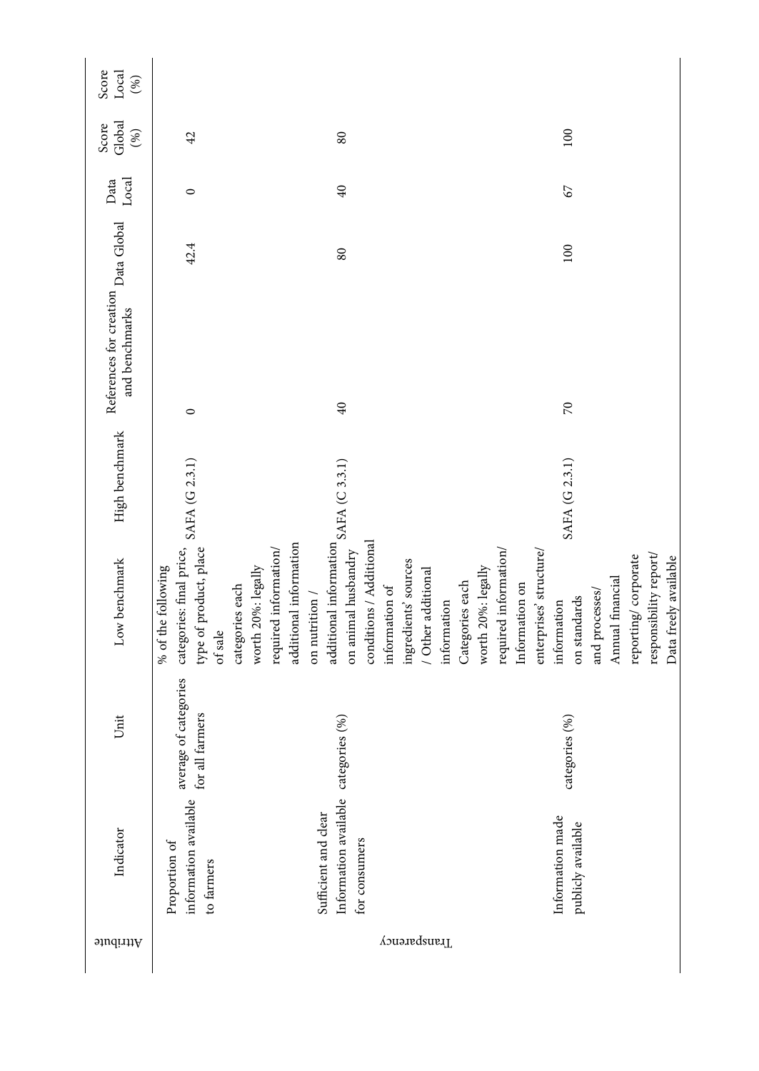| Attribute | Indicator | Unit | Low benchmark | High benchmark | References for creation and benchmarks | Data Global | Data Local | Score Global (%) | Score Local (%) |
|---|---|---|---|---|---|---|---|---|---|
| Transparency | Proportion of information available to farmers | average of categories for all farmers | % of the following categories: final price, type of product, place of sale categories each worth 20%: legally required information/ additional information | SAFA (G 2.3.1) | 0 | 42.4 | 0 | 42 | |
| | Sufficient and clear Information available for consumers | categories (%) | on nutrition / additional information on animal husbandry conditions / Additional information of ingredients' sources / Other additional information Categories each worth 20%: legally required information/ | SAFA (C 3.3.1) | 40 | 80 | 40 | 80 | |
| | Information made publicly available | categories (%) | Information on enterprises' structure/ information on standards and processes/ Annual financial reporting/ corporate responsibility report/ Data freely available | SAFA (G 2.3.1) | 70 | 100 | 67 | 100 | |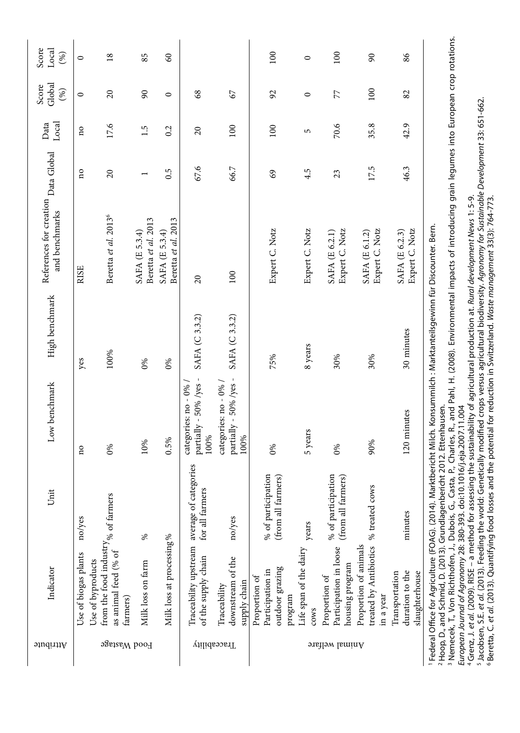| Attribute | Indicator | Unit | Low benchmark | High benchmark | References for creation and benchmarks | Data Global | Data Local | Score Global (%) | Score Local (%) |
|---|---|---|---|---|---|---|---|---|---|
| Food Wastage | Use of biogas plants | no/yes | no | yes | RISE | no | no | 0 | 0 |
| | Use of byproducts from the food industry as animal feed (% of farmers) | % of farmers | 0% | 100% | Beretta *et al.* 2013[6] | 20 | 17.6 | 20 | 18 |
| | Milk loss on farm | % | 10% | 0% | SAFA (E 5.3.4) Beretta *et al.* 2013 | 1 | 1.5 | 90 | 85 |
| | Milk loss at processing | % | 0.5% | 0% | SAFA (E 5.3.4) Beretta *et al.* 2013 | 0.5 | 0.2 | 0 | 60 |
| Traceability | Traceability upstream of the supply chain | average of categories for all farmers | categories: no - 0% / partially - 50% /yes - 100% | SAFA (C 3.3.2) | 20 | 67.6 | 20 | 68 | |
| | Traceability downstream of the supply chain | no/yes | categories: no - 0% / partially - 50% /yes - 100% | SAFA (C 3.3.2) | 100 | 66.7 | 100 | 67 | |
| Animal welfare | Proportion of Participation in outdoor grazing program | % of participation (from all farmers) | 0% | 75% | Expert C. Notz | 69 | 100 | 92 | 100 |
| | Life span of the dairy cows | years | 5 years | 8 years | Expert C. Notz | 4.5 | 5 | 0 | 0 |
| | Proportion of Participation in loose housing program | % of participation (from all farmers) | 0% | 30% | SAFA (E 6.2.1) Expert C. Notz | 23 | 70.6 | 77 | 100 |
| | Proportion of animals treated by Antibiotics in a year | % treated cows | 90% | 30% | SAFA (E 6.1.2) Expert C. Notz | 17.5 | 35.8 | 100 | 90 |
| | Transportation duration to the slaughterhouse | minutes | 120 minutes | 30 minutes | SAFA (E 6.2.3) Expert C. Notz | 46.3 | 42.9 | 82 | 86 |

[1] Federal Office for Agriculture (FOAG). (2014). Marktbericht Milch. Konsummilch : Marktanteilsgewinn für Discounter. Bern.
[2] Hoop, D., and Schmid, D. (2013). Grundlagenbericht 2012. Ettenhausen.
[3] Nemecek, T., Von Richthofen, J., Dubois, G., Casta, P., Charles, R., and Pahl, H. (2008). Environmental impacts of introducing grain legumes into European crop rotations. *European Journal of Agronomy* 28: 380-393. doi:10.1016/j.eja.2007.11.004
[4] Grenz, J. *et al.* (2009). RISE – a method for assessing the sustainability of agricultural production at. *Rural development News* 1: 5-9.
[5] Jacobsen, S.E. *et al.* (2013). Feeding the world: Genetically modified crops versus agricultural biodiversity. *Agronomy for Sustainable Development* 33: 651-662.
[6] Beretta, C. *et al.* (2013). Quantifying food losses and the potential for reduction in Switzerland. *Waste management* 33(3): 764-773.